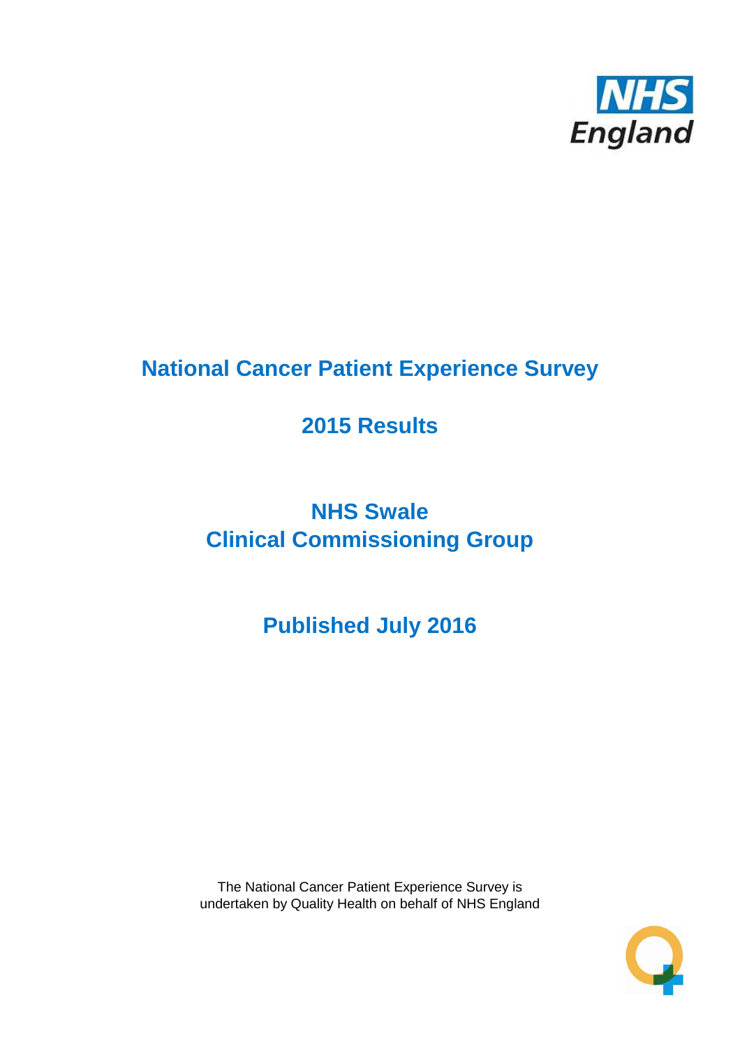NHS England

# National Cancer Patient Experience Survey

## 2015 Results

## NHS Swale
## Clinical Commissioning Group

## Published July 2016

The National Cancer Patient Experience Survey is undertaken by Quality Health on behalf of NHS England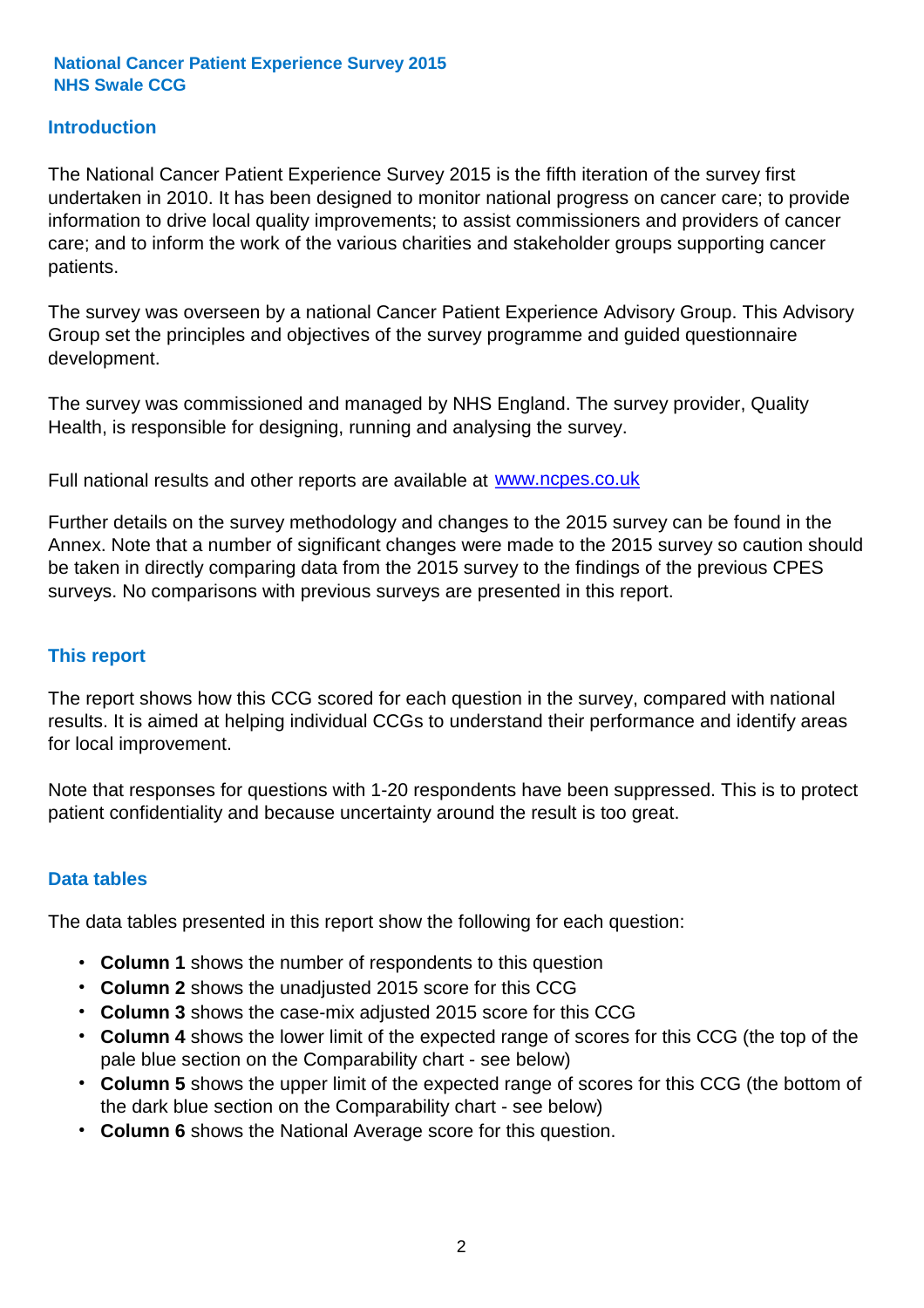**National Cancer Patient Experience Survey 2015**
**NHS Swale CCG**

## Introduction

The National Cancer Patient Experience Survey 2015 is the fifth iteration of the survey first undertaken in 2010. It has been designed to monitor national progress on cancer care; to provide information to drive local quality improvements; to assist commissioners and providers of cancer care; and to inform the work of the various charities and stakeholder groups supporting cancer patients.

The survey was overseen by a national Cancer Patient Experience Advisory Group. This Advisory Group set the principles and objectives of the survey programme and guided questionnaire development.

The survey was commissioned and managed by NHS England. The survey provider, Quality Health, is responsible for designing, running and analysing the survey.

Full national results and other reports are available at www.ncpes.co.uk

Further details on the survey methodology and changes to the 2015 survey can be found in the Annex. Note that a number of significant changes were made to the 2015 survey so caution should be taken in directly comparing data from the 2015 survey to the findings of the previous CPES surveys. No comparisons with previous surveys are presented in this report.

## This report

The report shows how this CCG scored for each question in the survey, compared with national results. It is aimed at helping individual CCGs to understand their performance and identify areas for local improvement.

Note that responses for questions with 1-20 respondents have been suppressed. This is to protect patient confidentiality and because uncertainty around the result is too great.

## Data tables

The data tables presented in this report show the following for each question:

- **Column 1** shows the number of respondents to this question
- **Column 2** shows the unadjusted 2015 score for this CCG
- **Column 3** shows the case-mix adjusted 2015 score for this CCG
- **Column 4** shows the lower limit of the expected range of scores for this CCG (the top of the pale blue section on the Comparability chart - see below)
- **Column 5** shows the upper limit of the expected range of scores for this CCG (the bottom of the dark blue section on the Comparability chart - see below)
- **Column 6** shows the National Average score for this question.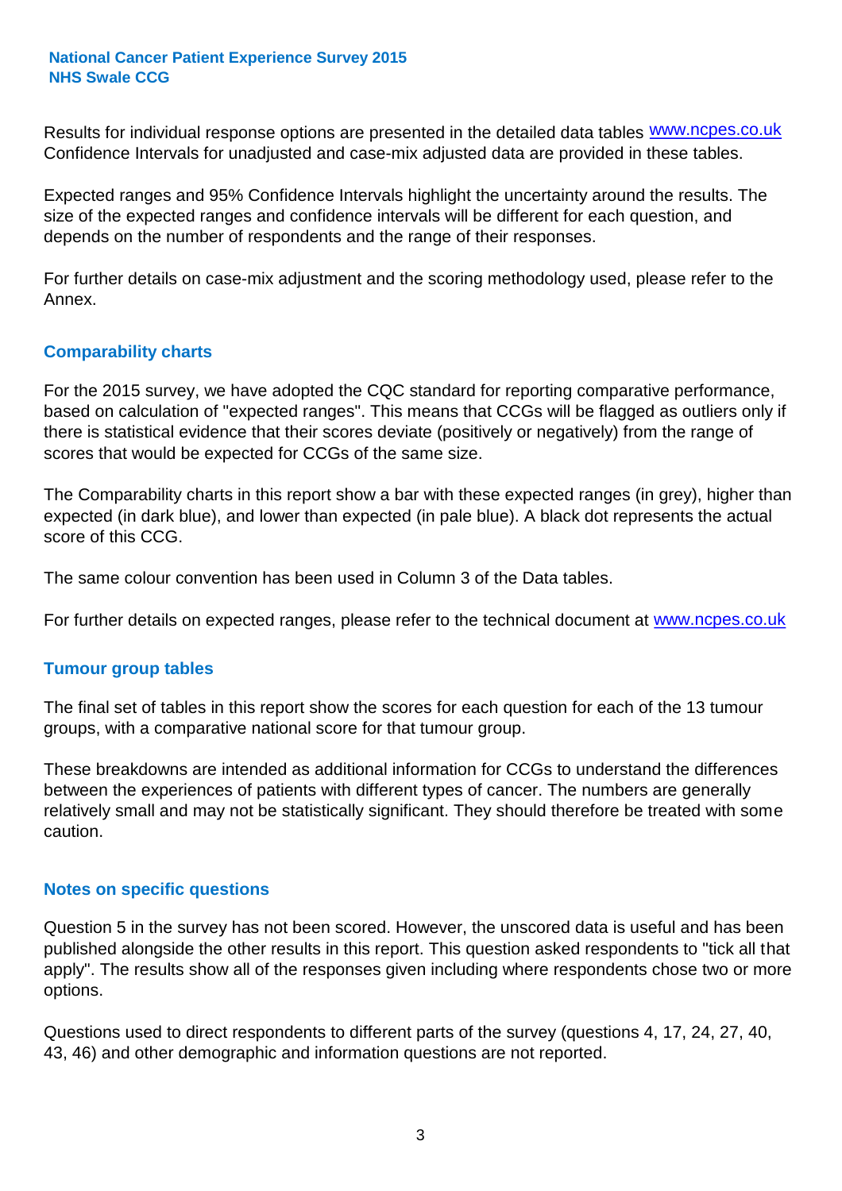Results for individual response options are presented in the detailed data tables www.ncpes.co.uk Confidence Intervals for unadjusted and case-mix adjusted data are provided in these tables.

Expected ranges and 95% Confidence Intervals highlight the uncertainty around the results. The size of the expected ranges and confidence intervals will be different for each question, and depends on the number of respondents and the range of their responses.

For further details on case-mix adjustment and the scoring methodology used, please refer to the Annex.

## Comparability charts

For the 2015 survey, we have adopted the CQC standard for reporting comparative performance, based on calculation of "expected ranges". This means that CCGs will be flagged as outliers only if there is statistical evidence that their scores deviate (positively or negatively) from the range of scores that would be expected for CCGs of the same size.

The Comparability charts in this report show a bar with these expected ranges (in grey), higher than expected (in dark blue), and lower than expected (in pale blue). A black dot represents the actual score of this CCG.

The same colour convention has been used in Column 3 of the Data tables.

For further details on expected ranges, please refer to the technical document at www.ncpes.co.uk

## Tumour group tables

The final set of tables in this report show the scores for each question for each of the 13 tumour groups, with a comparative national score for that tumour group.

These breakdowns are intended as additional information for CCGs to understand the differences between the experiences of patients with different types of cancer. The numbers are generally relatively small and may not be statistically significant. They should therefore be treated with some caution.

## Notes on specific questions

Question 5 in the survey has not been scored. However, the unscored data is useful and has been published alongside the other results in this report. This question asked respondents to "tick all that apply". The results show all of the responses given including where respondents chose two or more options.

Questions used to direct respondents to different parts of the survey (questions 4, 17, 24, 27, 40, 43, 46) and other demographic and information questions are not reported.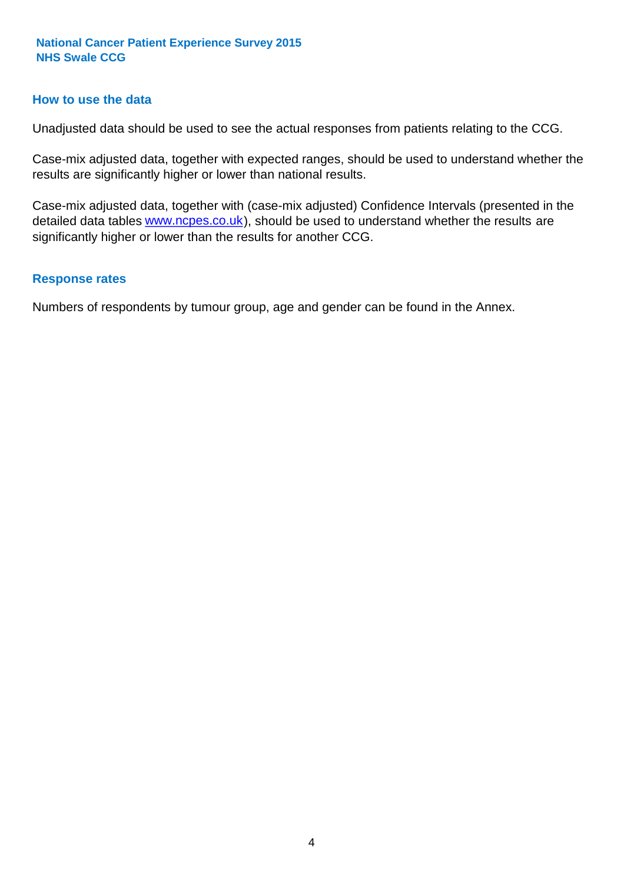## How to use the data

Unadjusted data should be used to see the actual responses from patients relating to the CCG.

Case-mix adjusted data, together with expected ranges, should be used to understand whether the results are significantly higher or lower than national results.

Case-mix adjusted data, together with (case-mix adjusted) Confidence Intervals (presented in the detailed data tables www.ncpes.co.uk), should be used to understand whether the results are significantly higher or lower than the results for another CCG.

## Response rates

Numbers of respondents by tumour group, age and gender can be found in the Annex.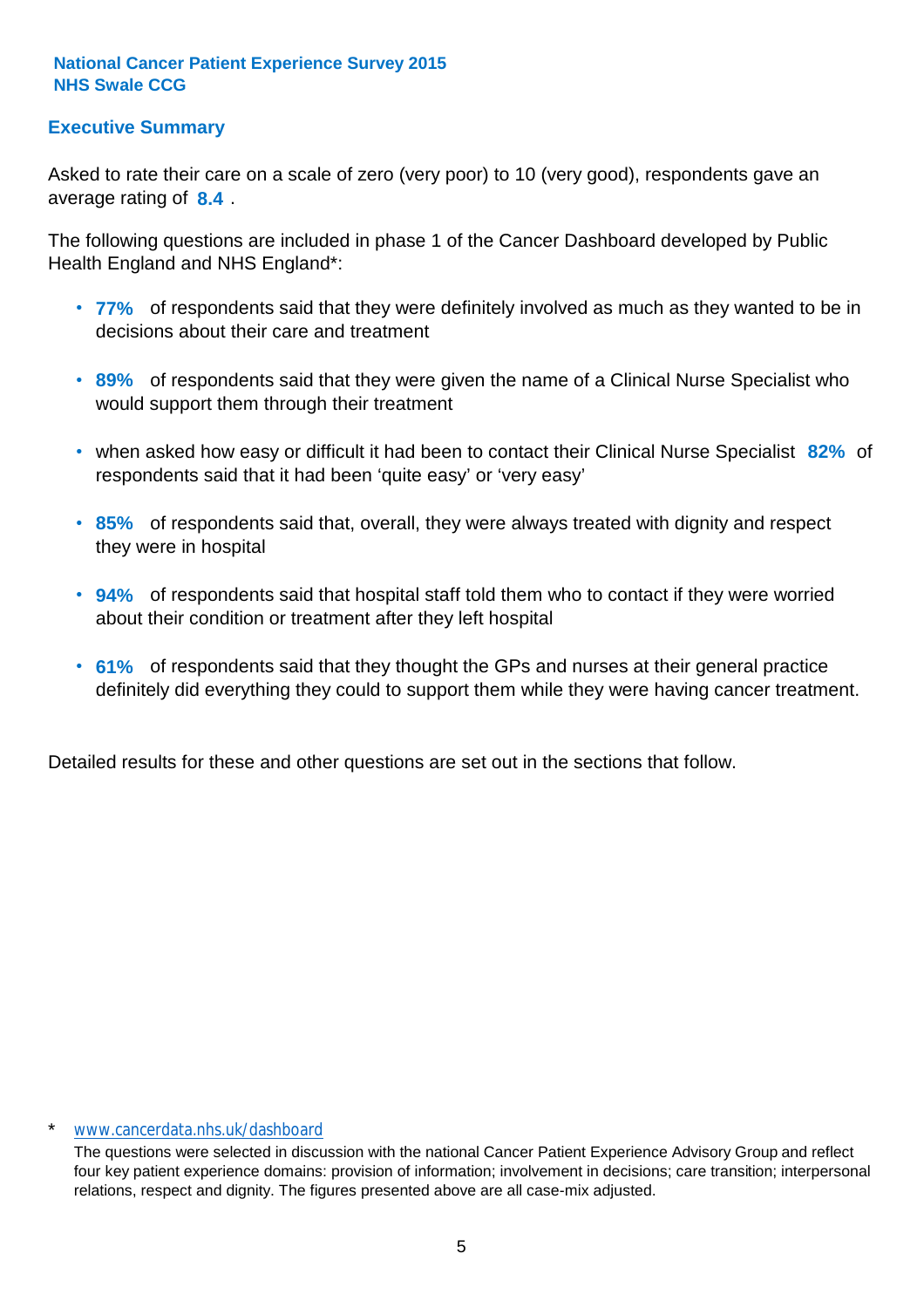**National Cancer Patient Experience Survey 2015**
**NHS Swale CCG**

## Executive Summary

Asked to rate their care on a scale of zero (very poor) to 10 (very good), respondents gave an average rating of **8.4** .

The following questions are included in phase 1 of the Cancer Dashboard developed by Public Health England and NHS England*:

- **77%** of respondents said that they were definitely involved as much as they wanted to be in decisions about their care and treatment
- **89%** of respondents said that they were given the name of a Clinical Nurse Specialist who would support them through their treatment
- when asked how easy or difficult it had been to contact their Clinical Nurse Specialist **82%** of respondents said that it had been 'quite easy' or 'very easy'
- **85%** of respondents said that, overall, they were always treated with dignity and respect they were in hospital
- **94%** of respondents said that hospital staff told them who to contact if they were worried about their condition or treatment after they left hospital
- **61%** of respondents said that they thought the GPs and nurses at their general practice definitely did everything they could to support them while they were having cancer treatment.

Detailed results for these and other questions are set out in the sections that follow.

\* www.cancerdata.nhs.uk/dashboard

The questions were selected in discussion with the national Cancer Patient Experience Advisory Group and reflect four key patient experience domains: provision of information; involvement in decisions; care transition; interpersonal relations, respect and dignity. The figures presented above are all case-mix adjusted.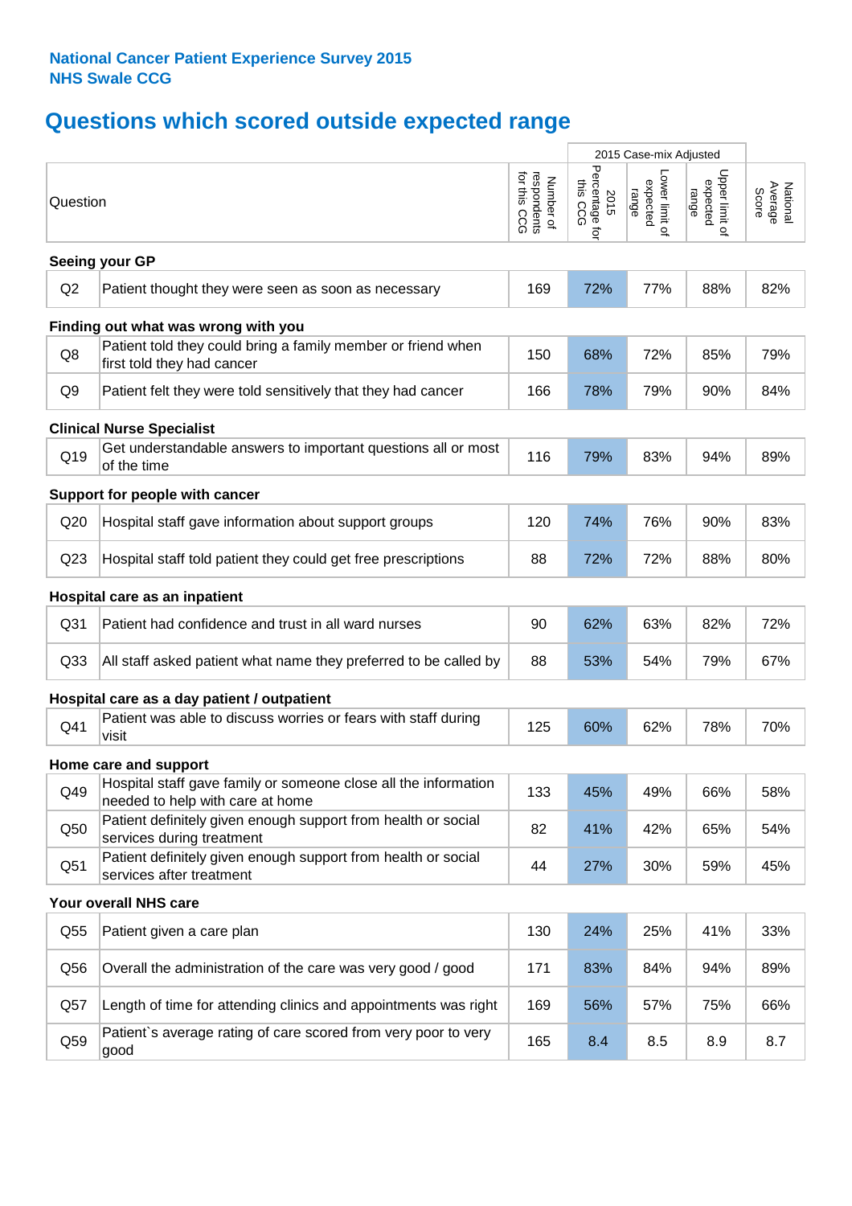**National Cancer Patient Experience Survey 2015**
**NHS Swale CCG**

# Questions which scored outside expected range

| | Question | Number of respondents for this CCG | 2015 Case-mix Adjusted | | | National Average Score |
|---|---|---|---|---|---|---|
| | | | 2015 Percentage for this CCG | Lower limit of expected range | Upper limit of expected range | |
| **Seeing your GP** | | | | | | |
| Q2 | Patient thought they were seen as soon as necessary | 169 | 72% | 77% | 88% | 82% |
| **Finding out what was wrong with you** | | | | | | |
| Q8 | Patient told they could bring a family member or friend when first told they had cancer | 150 | 68% | 72% | 85% | 79% |
| Q9 | Patient felt they were told sensitively that they had cancer | 166 | 78% | 79% | 90% | 84% |
| **Clinical Nurse Specialist** | | | | | | |
| Q19 | Get understandable answers to important questions all or most of the time | 116 | 79% | 83% | 94% | 89% |
| **Support for people with cancer** | | | | | | |
| Q20 | Hospital staff gave information about support groups | 120 | 74% | 76% | 90% | 83% |
| Q23 | Hospital staff told patient they could get free prescriptions | 88 | 72% | 72% | 88% | 80% |
| **Hospital care as an inpatient** | | | | | | |
| Q31 | Patient had confidence and trust in all ward nurses | 90 | 62% | 63% | 82% | 72% |
| Q33 | All staff asked patient what name they preferred to be called by | 88 | 53% | 54% | 79% | 67% |
| **Hospital care as a day patient / outpatient** | | | | | | |
| Q41 | Patient was able to discuss worries or fears with staff during visit | 125 | 60% | 62% | 78% | 70% |
| **Home care and support** | | | | | | |
| Q49 | Hospital staff gave family or someone close all the information needed to help with care at home | 133 | 45% | 49% | 66% | 58% |
| Q50 | Patient definitely given enough support from health or social services during treatment | 82 | 41% | 42% | 65% | 54% |
| Q51 | Patient definitely given enough support from health or social services after treatment | 44 | 27% | 30% | 59% | 45% |
| **Your overall NHS care** | | | | | | |
| Q55 | Patient given a care plan | 130 | 24% | 25% | 41% | 33% |
| Q56 | Overall the administration of the care was very good / good | 171 | 83% | 84% | 94% | 89% |
| Q57 | Length of time for attending clinics and appointments was right | 169 | 56% | 57% | 75% | 66% |
| Q59 | Patient`s average rating of care scored from very poor to very good | 165 | 8.4 | 8.5 | 8.9 | 8.7 |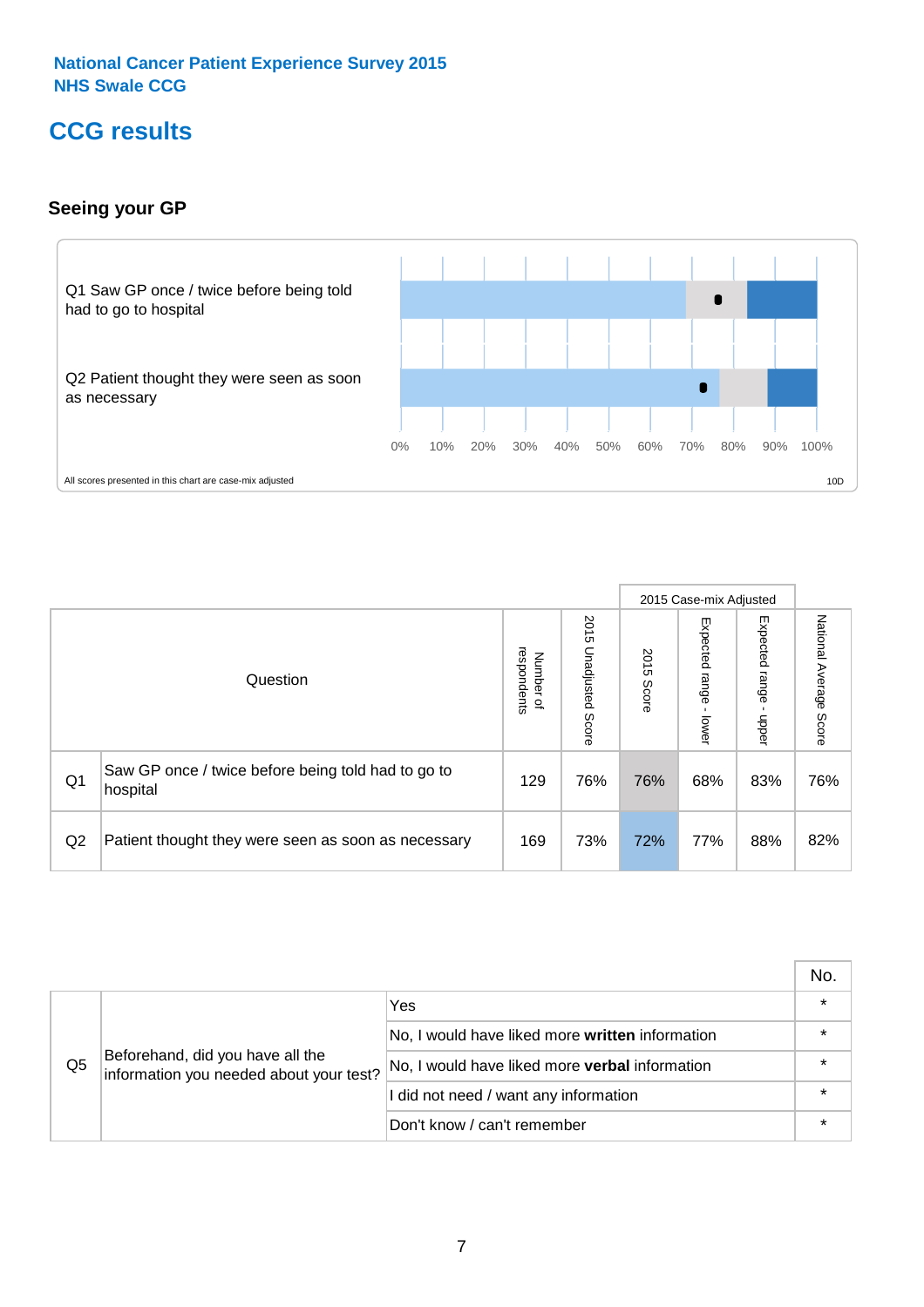National Cancer Patient Experience Survey 2015
NHS Swale CCG

# CCG results

## Seeing your GP

Q1 Saw GP once / twice before being told had to go to hospital

Q2 Patient thought they were seen as soon as necessary

0% 10% 20% 30% 40% 50% 60% 70% 80% 90% 100%

All scores presented in this chart are case-mix adjusted

10D

| | Question | Number of respondents | 2015 Unadjusted Score | 2015 Case-mix Adjusted: 2015 Score | 2015 Case-mix Adjusted: Expected range - lower | 2015 Case-mix Adjusted: Expected range - upper | National Average Score |
|---|---|---|---|---|---|---|---|
| Q1 | Saw GP once / twice before being told had to go to hospital | 129 | 76% | 76% | 68% | 83% | 76% |
| Q2 | Patient thought they were seen as soon as necessary | 169 | 73% | 72% | 77% | 88% | 82% |

| | | | No. |
|---|---|---|---|
| Q5 | Beforehand, did you have all the information you needed about your test? | Yes | * |
| | | No, I would have liked more **written** information | * |
| | | No, I would have liked more **verbal** information | * |
| | | I did not need / want any information | * |
| | | Don't know / can't remember | * |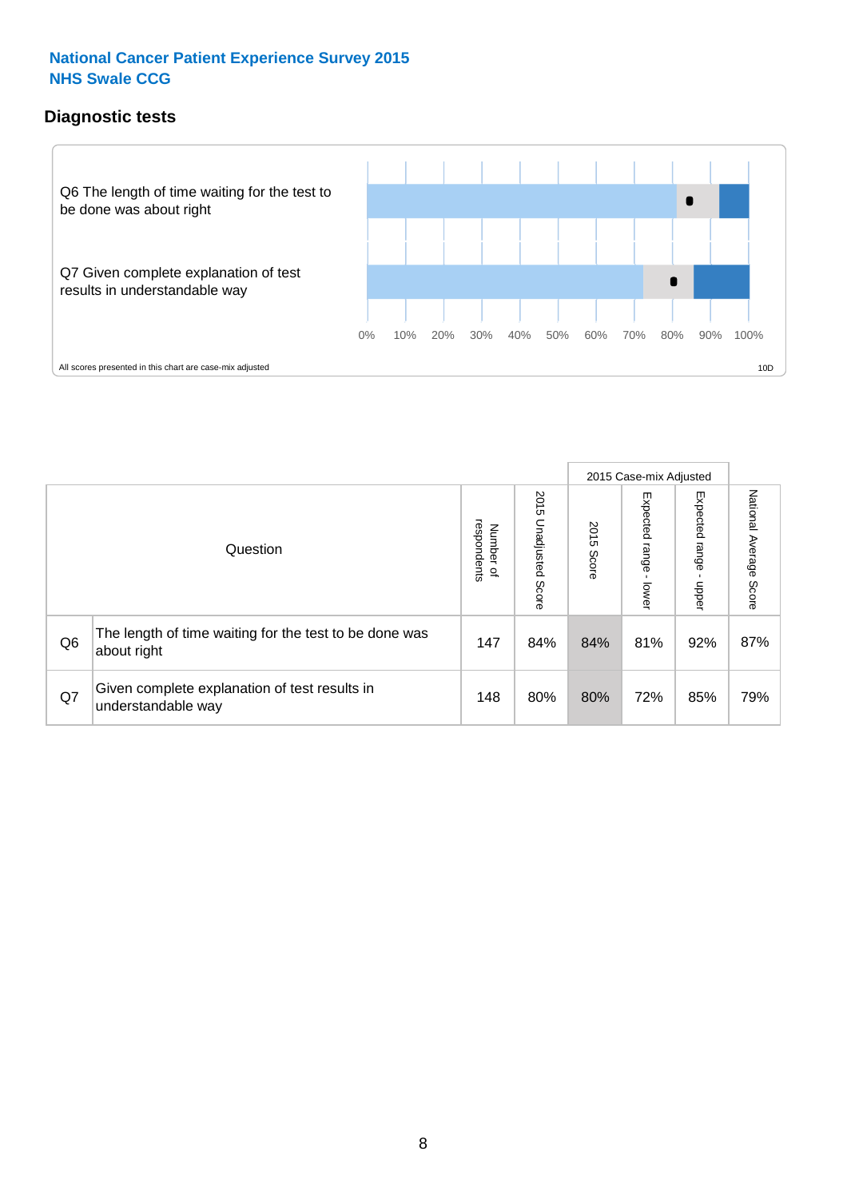National Cancer Patient Experience Survey 2015
NHS Swale CCG

## Diagnostic tests

Q6 The length of time waiting for the test to be done was about right

Q7 Given complete explanation of test results in understandable way

0% 10% 20% 30% 40% 50% 60% 70% 80% 90% 100%

All scores presented in this chart are case-mix adjusted

10D

| | Question | Number of respondents | 2015 Unadjusted Score | 2015 Case-mix Adjusted: 2015 Score | 2015 Case-mix Adjusted: Expected range - lower | 2015 Case-mix Adjusted: Expected range - upper | National Average Score |
|---|---|---|---|---|---|---|---|
| Q6 | The length of time waiting for the test to be done was about right | 147 | 84% | 84% | 81% | 92% | 87% |
| Q7 | Given complete explanation of test results in understandable way | 148 | 80% | 80% | 72% | 85% | 79% |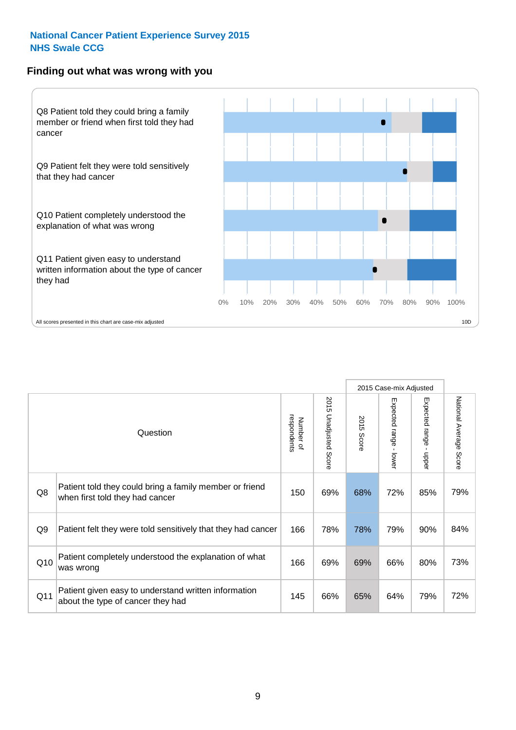National Cancer Patient Experience Survey 2015
NHS Swale CCG

## Finding out what was wrong with you

Q8 Patient told they could bring a family member or friend when first told they had cancer

Q9 Patient felt they were told sensitively that they had cancer

Q10 Patient completely understood the explanation of what was wrong

Q11 Patient given easy to understand written information about the type of cancer they had

0% 10% 20% 30% 40% 50% 60% 70% 80% 90% 100%

All scores presented in this chart are case-mix adjusted

10D

| | Question | Number of respondents | 2015 Unadjusted Score | 2015 Case-mix Adjusted: 2015 Score | 2015 Case-mix Adjusted: Expected range - lower | 2015 Case-mix Adjusted: Expected range - upper | National Average Score |
|---|---|---|---|---|---|---|---|
| Q8 | Patient told they could bring a family member or friend when first told they had cancer | 150 | 69% | 68% | 72% | 85% | 79% |
| Q9 | Patient felt they were told sensitively that they had cancer | 166 | 78% | 78% | 79% | 90% | 84% |
| Q10 | Patient completely understood the explanation of what was wrong | 166 | 69% | 69% | 66% | 80% | 73% |
| Q11 | Patient given easy to understand written information about the type of cancer they had | 145 | 66% | 65% | 64% | 79% | 72% |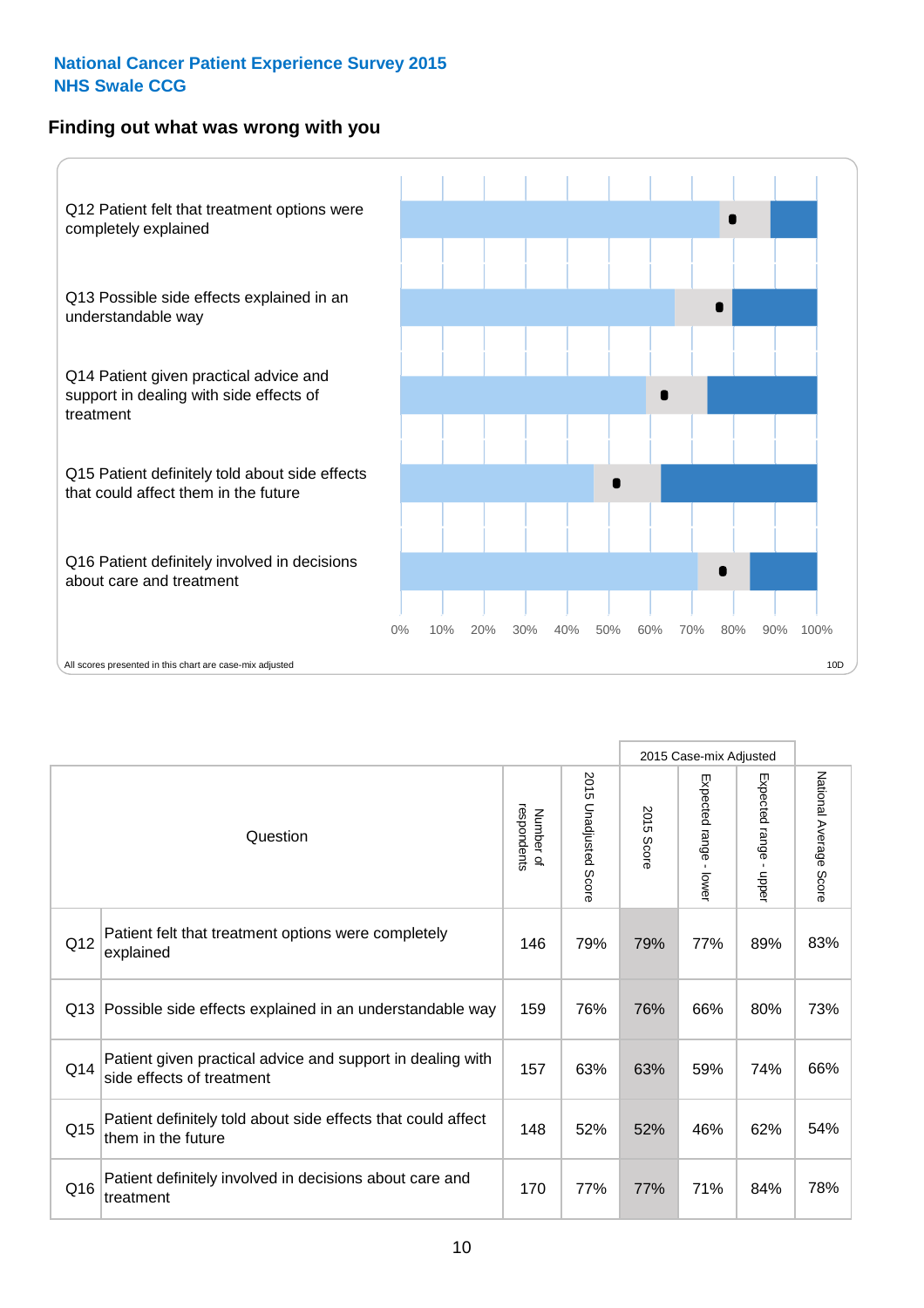**National Cancer Patient Experience Survey 2015**
**NHS Swale CCG**

## Finding out what was wrong with you

Q12 Patient felt that treatment options were completely explained

Q13 Possible side effects explained in an understandable way

Q14 Patient given practical advice and support in dealing with side effects of treatment

Q15 Patient definitely told about side effects that could affect them in the future

Q16 Patient definitely involved in decisions about care and treatment

0% 10% 20% 30% 40% 50% 60% 70% 80% 90% 100%

All scores presented in this chart are case-mix adjusted

10D

| | Question | Number of respondents | 2015 Unadjusted Score | 2015 Case-mix Adjusted: 2015 Score | 2015 Case-mix Adjusted: Expected range - lower | 2015 Case-mix Adjusted: Expected range - upper | National Average Score |
|---|---|---|---|---|---|---|---|
| Q12 | Patient felt that treatment options were completely explained | 146 | 79% | 79% | 77% | 89% | 83% |
| Q13 | Possible side effects explained in an understandable way | 159 | 76% | 76% | 66% | 80% | 73% |
| Q14 | Patient given practical advice and support in dealing with side effects of treatment | 157 | 63% | 63% | 59% | 74% | 66% |
| Q15 | Patient definitely told about side effects that could affect them in the future | 148 | 52% | 52% | 46% | 62% | 54% |
| Q16 | Patient definitely involved in decisions about care and treatment | 170 | 77% | 77% | 71% | 84% | 78% |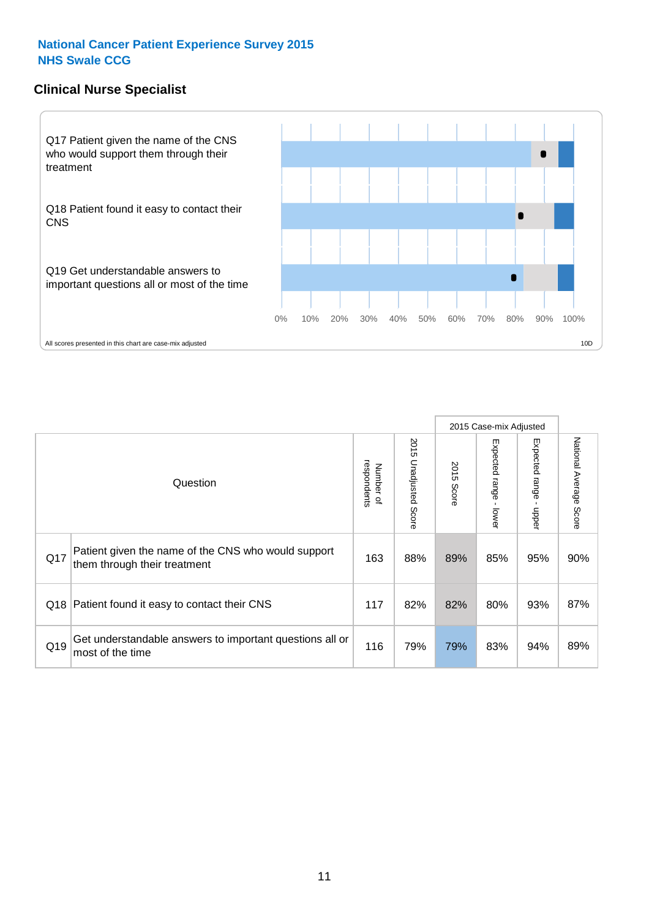**National Cancer Patient Experience Survey 2015**
**NHS Swale CCG**

## Clinical Nurse Specialist

Q17 Patient given the name of the CNS who would support them through their treatment

Q18 Patient found it easy to contact their CNS

Q19 Get understandable answers to important questions all or most of the time

0% 10% 20% 30% 40% 50% 60% 70% 80% 90% 100%

All scores presented in this chart are case-mix adjusted

10D

| | Question | Number of respondents | 2015 Unadjusted Score | 2015 Case-mix Adjusted | | | National Average Score |
|---|---|---|---|---|---|---|---|
| | | | | 2015 Score | Expected range - lower | Expected range - upper | |
| Q17 | Patient given the name of the CNS who would support them through their treatment | 163 | 88% | 89% | 85% | 95% | 90% |
| Q18 | Patient found it easy to contact their CNS | 117 | 82% | 82% | 80% | 93% | 87% |
| Q19 | Get understandable answers to important questions all or most of the time | 116 | 79% | 79% | 83% | 94% | 89% |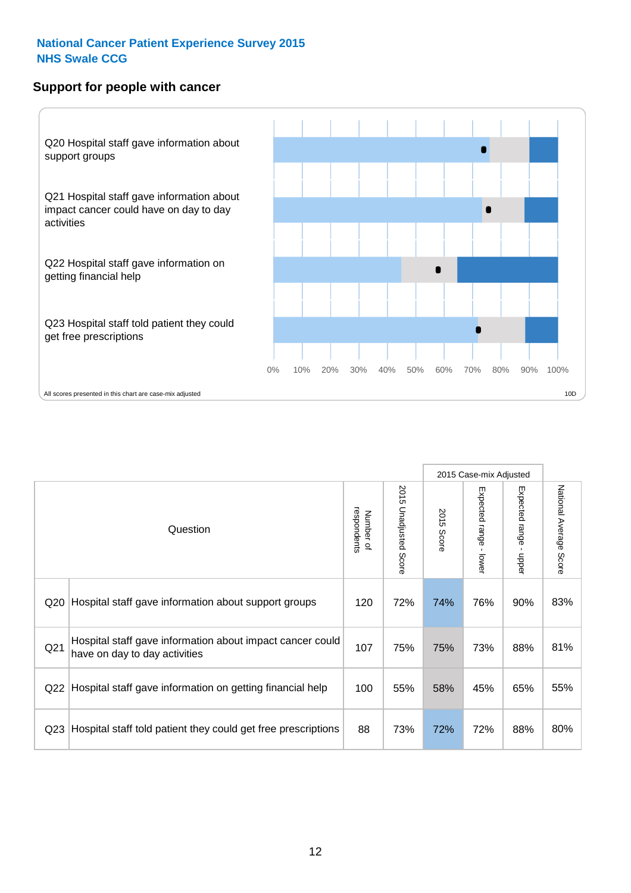National Cancer Patient Experience Survey 2015
NHS Swale CCG

## Support for people with cancer

Q20 Hospital staff gave information about support groups

Q21 Hospital staff gave information about impact cancer could have on day to day activities

Q22 Hospital staff gave information on getting financial help

Q23 Hospital staff told patient they could get free prescriptions

0% 10% 20% 30% 40% 50% 60% 70% 80% 90% 100%

All scores presented in this chart are case-mix adjusted

10D

| | Question | Number of respondents | 2015 Unadjusted Score | 2015 Case-mix Adjusted | | | National Average Score |
|---|---|---|---|---|---|---|---|
| | | | | 2015 Score | Expected range - lower | Expected range - upper | |
| Q20 | Hospital staff gave information about support groups | 120 | 72% | 74% | 76% | 90% | 83% |
| Q21 | Hospital staff gave information about impact cancer could have on day to day activities | 107 | 75% | 75% | 73% | 88% | 81% |
| Q22 | Hospital staff gave information on getting financial help | 100 | 55% | 58% | 45% | 65% | 55% |
| Q23 | Hospital staff told patient they could get free prescriptions | 88 | 73% | 72% | 72% | 88% | 80% |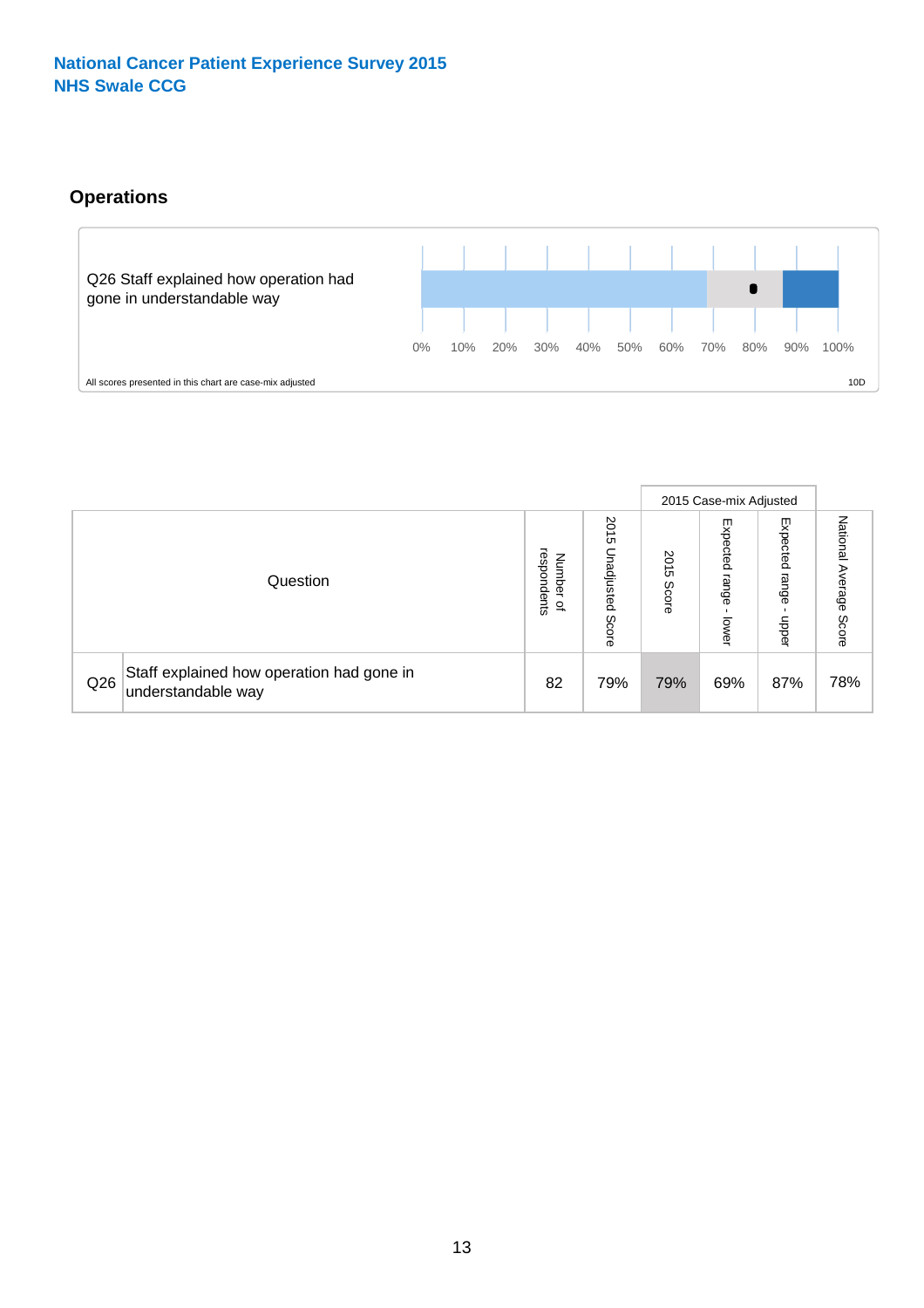**National Cancer Patient Experience Survey 2015**
**NHS Swale CCG**

## Operations

Q26 Staff explained how operation had gone in understandable way

0% 10% 20% 30% 40% 50% 60% 70% 80% 90% 100%

All scores presented in this chart are case-mix adjusted

10D

| Question | | Number of respondents | 2015 Unadjusted Score | 2015 Case-mix Adjusted | | | National Average Score |
|---|---|---|---|---|---|---|---|
| | | | | 2015 Score | Expected range - lower | Expected range - upper | |
| Q26 | Staff explained how operation had gone in understandable way | 82 | 79% | 79% | 69% | 87% | 78% |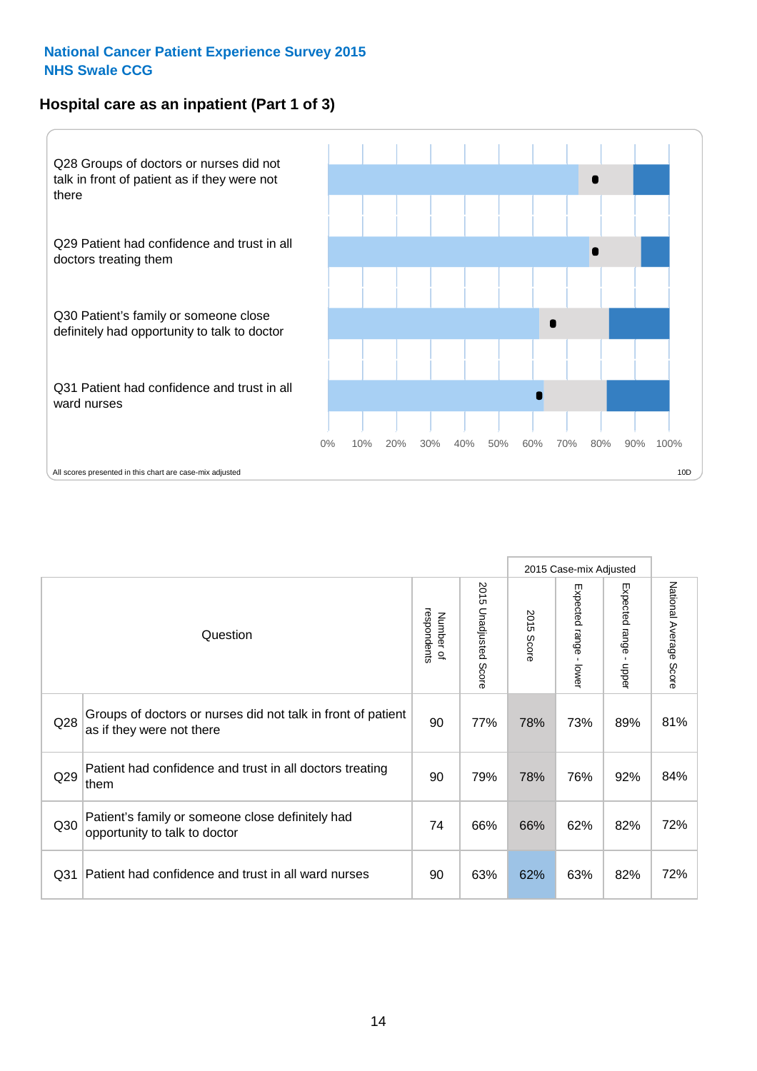## National Cancer Patient Experience Survey 2015
## NHS Swale CCG

### Hospital care as an inpatient (Part 1 of 3)

Q28 Groups of doctors or nurses did not talk in front of patient as if they were not there

Q29 Patient had confidence and trust in all doctors treating them

Q30 Patient's family or someone close definitely had opportunity to talk to doctor

Q31 Patient had confidence and trust in all ward nurses

0% 10% 20% 30% 40% 50% 60% 70% 80% 90% 100%

All scores presented in this chart are case-mix adjusted

10D

| | Question | Number of respondents | 2015 Unadjusted Score | 2015 Case-mix Adjusted: 2015 Score | 2015 Case-mix Adjusted: Expected range - lower | 2015 Case-mix Adjusted: Expected range - upper | National Average Score |
|---|---|---|---|---|---|---|---|
| Q28 | Groups of doctors or nurses did not talk in front of patient as if they were not there | 90 | 77% | 78% | 73% | 89% | 81% |
| Q29 | Patient had confidence and trust in all doctors treating them | 90 | 79% | 78% | 76% | 92% | 84% |
| Q30 | Patient's family or someone close definitely had opportunity to talk to doctor | 74 | 66% | 66% | 62% | 82% | 72% |
| Q31 | Patient had confidence and trust in all ward nurses | 90 | 63% | 62% | 63% | 82% | 72% |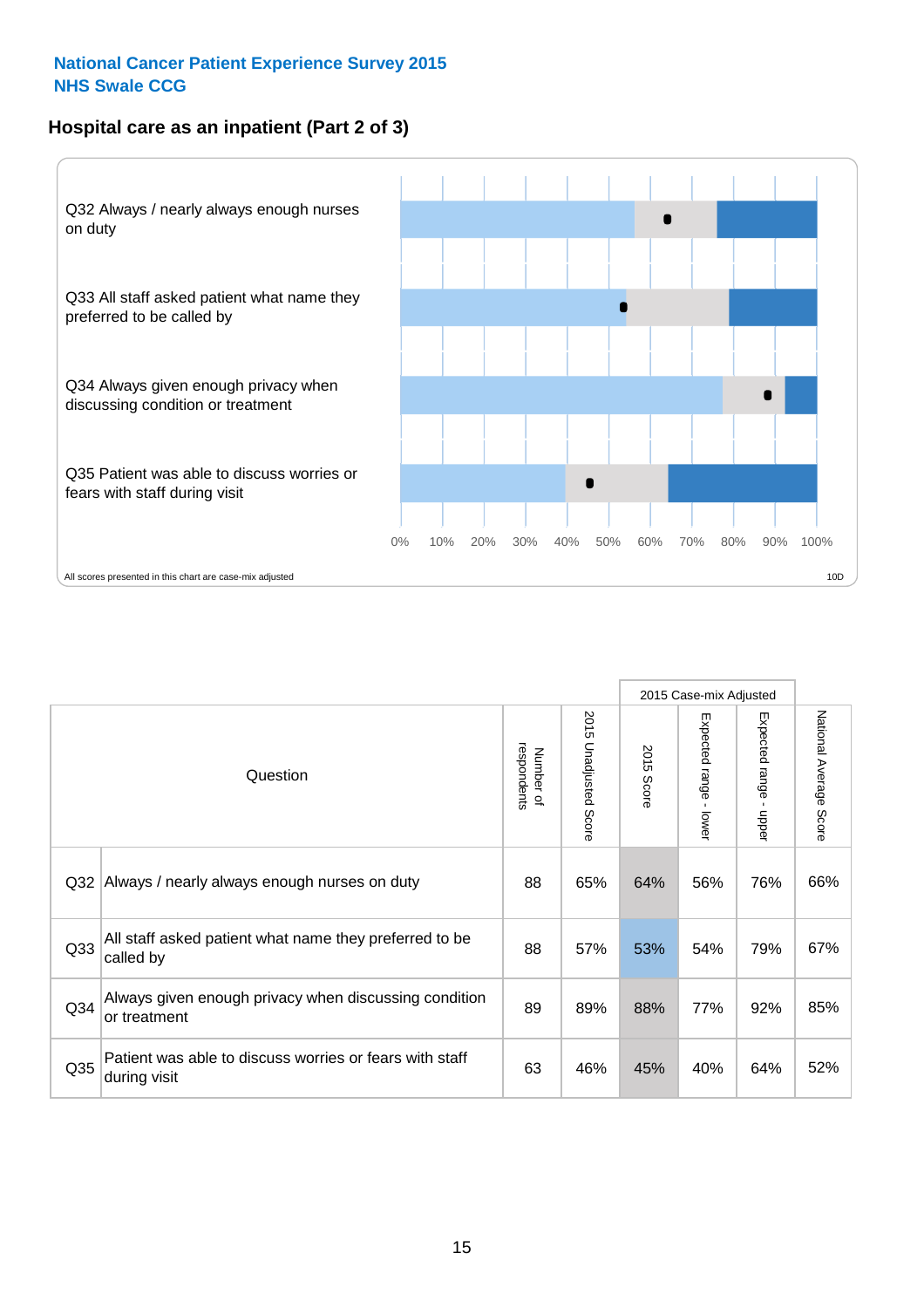National Cancer Patient Experience Survey 2015
NHS Swale CCG

## Hospital care as an inpatient (Part 2 of 3)

Q32 Always / nearly always enough nurses on duty

Q33 All staff asked patient what name they preferred to be called by

Q34 Always given enough privacy when discussing condition or treatment

Q35 Patient was able to discuss worries or fears with staff during visit

0% 10% 20% 30% 40% 50% 60% 70% 80% 90% 100%

All scores presented in this chart are case-mix adjusted

10D

| | Question | Number of respondents | 2015 Unadjusted Score | 2015 Case-mix Adjusted | | | National Average Score |
|---|---|---|---|---|---|---|---|
| | | | | 2015 Score | Expected range - lower | Expected range - upper | |
| Q32 | Always / nearly always enough nurses on duty | 88 | 65% | 64% | 56% | 76% | 66% |
| Q33 | All staff asked patient what name they preferred to be called by | 88 | 57% | 53% | 54% | 79% | 67% |
| Q34 | Always given enough privacy when discussing condition or treatment | 89 | 89% | 88% | 77% | 92% | 85% |
| Q35 | Patient was able to discuss worries or fears with staff during visit | 63 | 46% | 45% | 40% | 64% | 52% |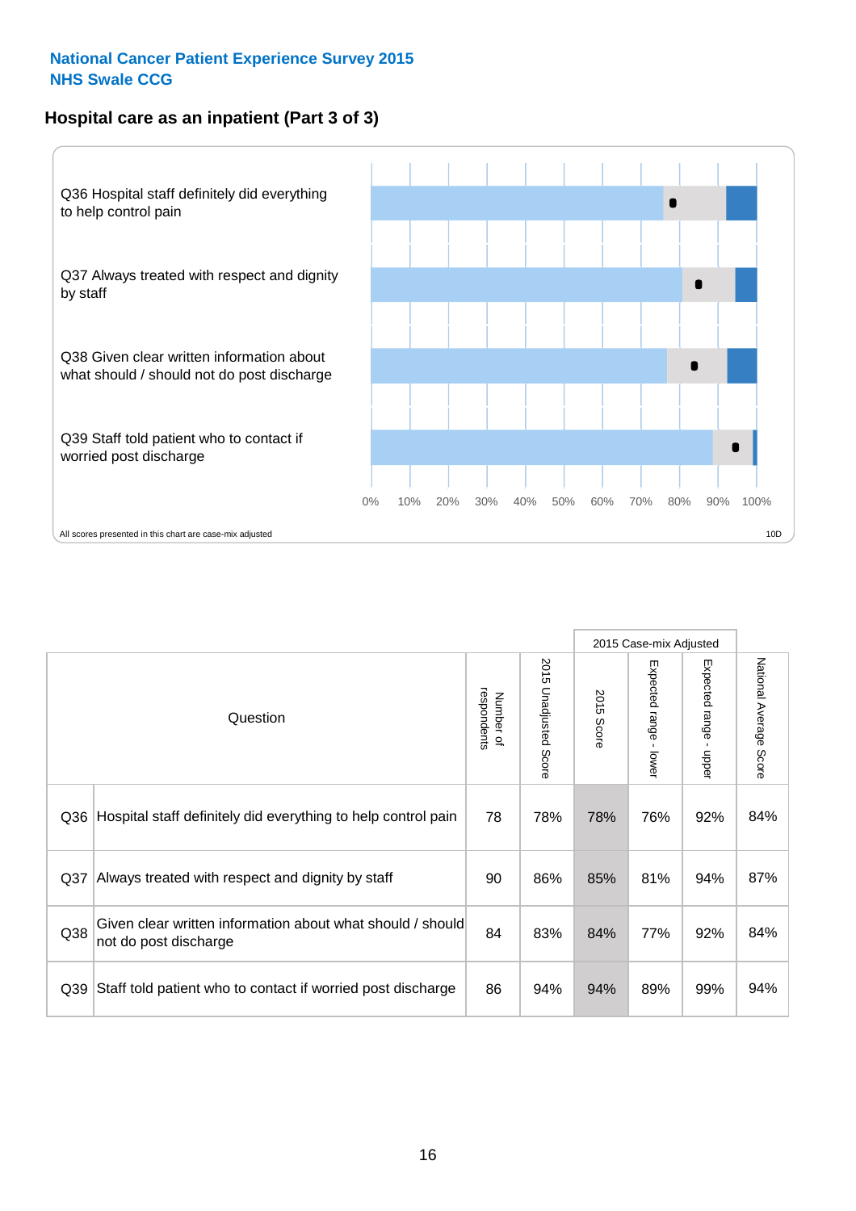National Cancer Patient Experience Survey 2015
NHS Swale CCG

## Hospital care as an inpatient (Part 3 of 3)

Q36 Hospital staff definitely did everything to help control pain

Q37 Always treated with respect and dignity by staff

Q38 Given clear written information about what should / should not do post discharge

Q39 Staff told patient who to contact if worried post discharge

0% 10% 20% 30% 40% 50% 60% 70% 80% 90% 100%

All scores presented in this chart are case-mix adjusted

10D

| Question | | Number of respondents | 2015 Unadjusted Score | 2015 Case-mix Adjusted | | | National Average Score |
|---|---|---|---|---|---|---|---|
| | | | | 2015 Score | Expected range - lower | Expected range - upper | |
| Q36 | Hospital staff definitely did everything to help control pain | 78 | 78% | 78% | 76% | 92% | 84% |
| Q37 | Always treated with respect and dignity by staff | 90 | 86% | 85% | 81% | 94% | 87% |
| Q38 | Given clear written information about what should / should not do post discharge | 84 | 83% | 84% | 77% | 92% | 84% |
| Q39 | Staff told patient who to contact if worried post discharge | 86 | 94% | 94% | 89% | 99% | 94% |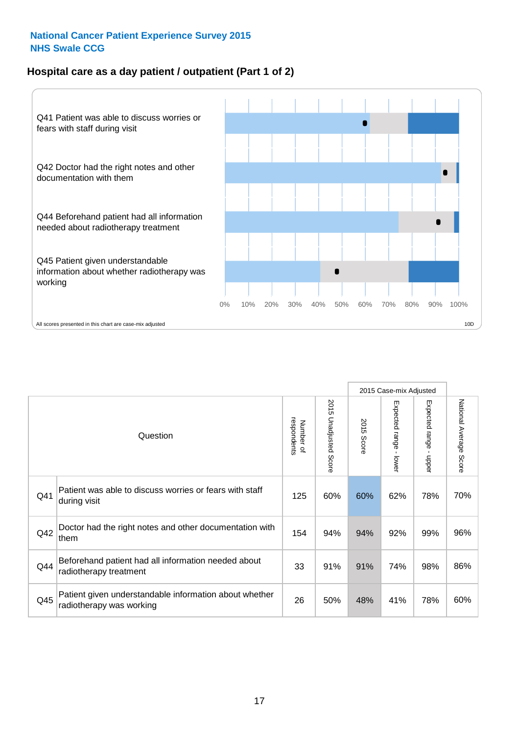**National Cancer Patient Experience Survey 2015**
**NHS Swale CCG**

## Hospital care as a day patient / outpatient (Part 1 of 2)

Q41 Patient was able to discuss worries or fears with staff during visit

Q42 Doctor had the right notes and other documentation with them

Q44 Beforehand patient had all information needed about radiotherapy treatment

Q45 Patient given understandable information about whether radiotherapy was working

0% 10% 20% 30% 40% 50% 60% 70% 80% 90% 100%

All scores presented in this chart are case-mix adjusted

10D

| Question | | Number of respondents | 2015 Unadjusted Score | 2015 Case-mix Adjusted: 2015 Score | 2015 Case-mix Adjusted: Expected range - lower | 2015 Case-mix Adjusted: Expected range - upper | National Average Score |
|---|---|---|---|---|---|---|---|
| Q41 | Patient was able to discuss worries or fears with staff during visit | 125 | 60% | 60% | 62% | 78% | 70% |
| Q42 | Doctor had the right notes and other documentation with them | 154 | 94% | 94% | 92% | 99% | 96% |
| Q44 | Beforehand patient had all information needed about radiotherapy treatment | 33 | 91% | 91% | 74% | 98% | 86% |
| Q45 | Patient given understandable information about whether radiotherapy was working | 26 | 50% | 48% | 41% | 78% | 60% |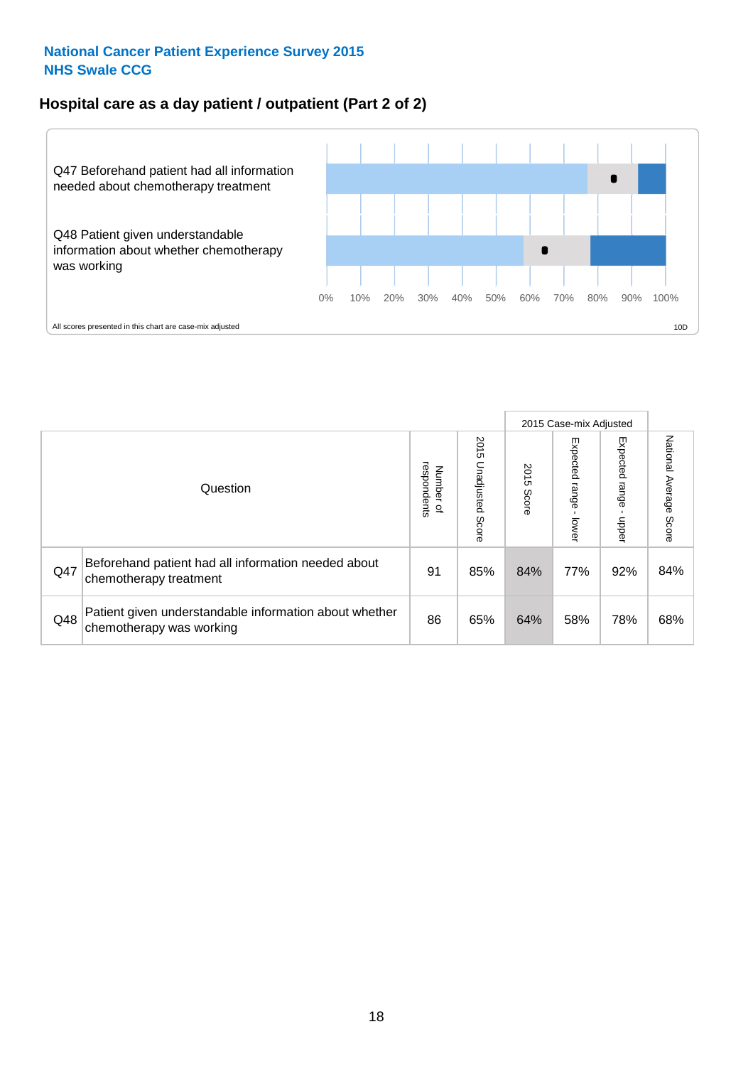National Cancer Patient Experience Survey 2015
NHS Swale CCG

## Hospital care as a day patient / outpatient (Part 2 of 2)

Q47 Beforehand patient had all information needed about chemotherapy treatment

Q48 Patient given understandable information about whether chemotherapy was working

0% 10% 20% 30% 40% 50% 60% 70% 80% 90% 100%

All scores presented in this chart are case-mix adjusted

10D

| | Question | Number of respondents | 2015 Unadjusted Score | 2015 Case-mix Adjusted | | | National Average Score |
|---|---|---|---|---|---|---|---|
| | | | | 2015 Score | Expected range - lower | Expected range - upper | |
| Q47 | Beforehand patient had all information needed about chemotherapy treatment | 91 | 85% | 84% | 77% | 92% | 84% |
| Q48 | Patient given understandable information about whether chemotherapy was working | 86 | 65% | 64% | 58% | 78% | 68% |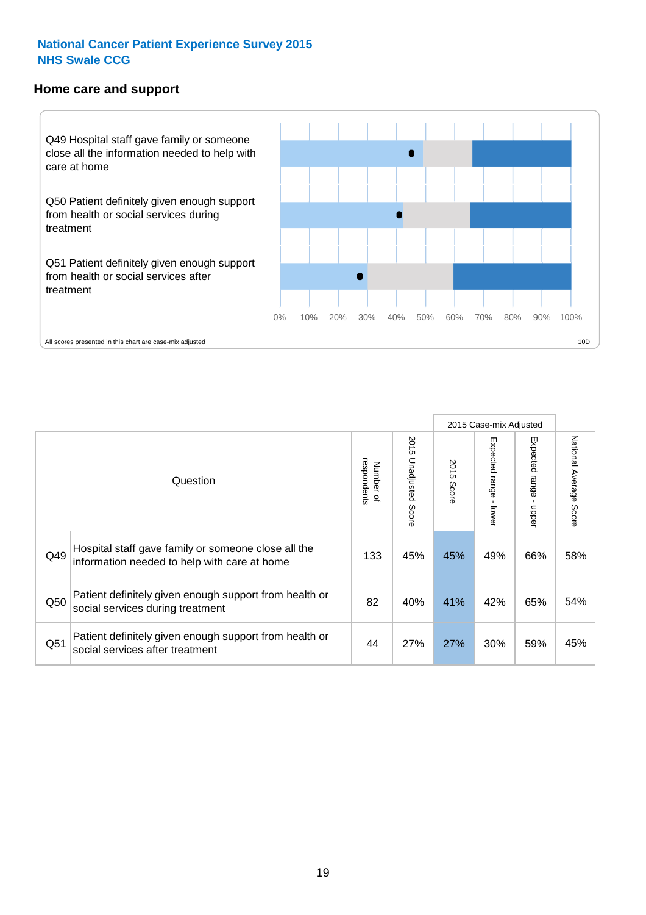# National Cancer Patient Experience Survey 2015
# NHS Swale CCG

## Home care and support

Q49 Hospital staff gave family or someone close all the information needed to help with care at home

Q50 Patient definitely given enough support from health or social services during treatment

Q51 Patient definitely given enough support from health or social services after treatment

0% 10% 20% 30% 40% 50% 60% 70% 80% 90% 100%

All scores presented in this chart are case-mix adjusted

10D

| Question | | Number of respondents | 2015 Unadjusted Score | 2015 Case-mix Adjusted: 2015 Score | 2015 Case-mix Adjusted: Expected range - lower | 2015 Case-mix Adjusted: Expected range - upper | National Average Score |
|---|---|---|---|---|---|---|---|
| Q49 | Hospital staff gave family or someone close all the information needed to help with care at home | 133 | 45% | 45% | 49% | 66% | 58% |
| Q50 | Patient definitely given enough support from health or social services during treatment | 82 | 40% | 41% | 42% | 65% | 54% |
| Q51 | Patient definitely given enough support from health or social services after treatment | 44 | 27% | 27% | 30% | 59% | 45% |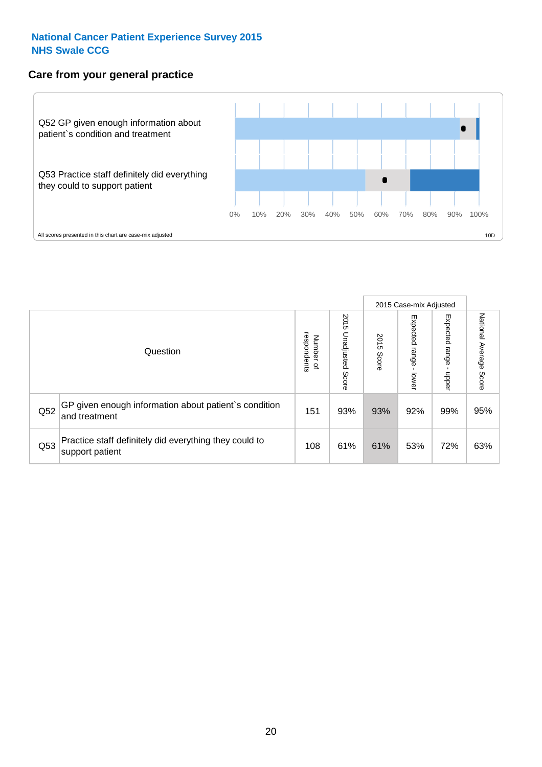National Cancer Patient Experience Survey 2015
NHS Swale CCG

## Care from your general practice

Q52 GP given enough information about patient`s condition and treatment

Q53 Practice staff definitely did everything they could to support patient

0% 10% 20% 30% 40% 50% 60% 70% 80% 90% 100%

All scores presented in this chart are case-mix adjusted

10D

| | Question | Number of respondents | 2015 Unadjusted Score | 2015 Case-mix Adjusted | | | National Average Score |
|---|---|---|---|---|---|---|---|
| | | | | 2015 Score | Expected range - lower | Expected range - upper | |
| Q52 | GP given enough information about patient`s condition and treatment | 151 | 93% | 93% | 92% | 99% | 95% |
| Q53 | Practice staff definitely did everything they could to support patient | 108 | 61% | 61% | 53% | 72% | 63% |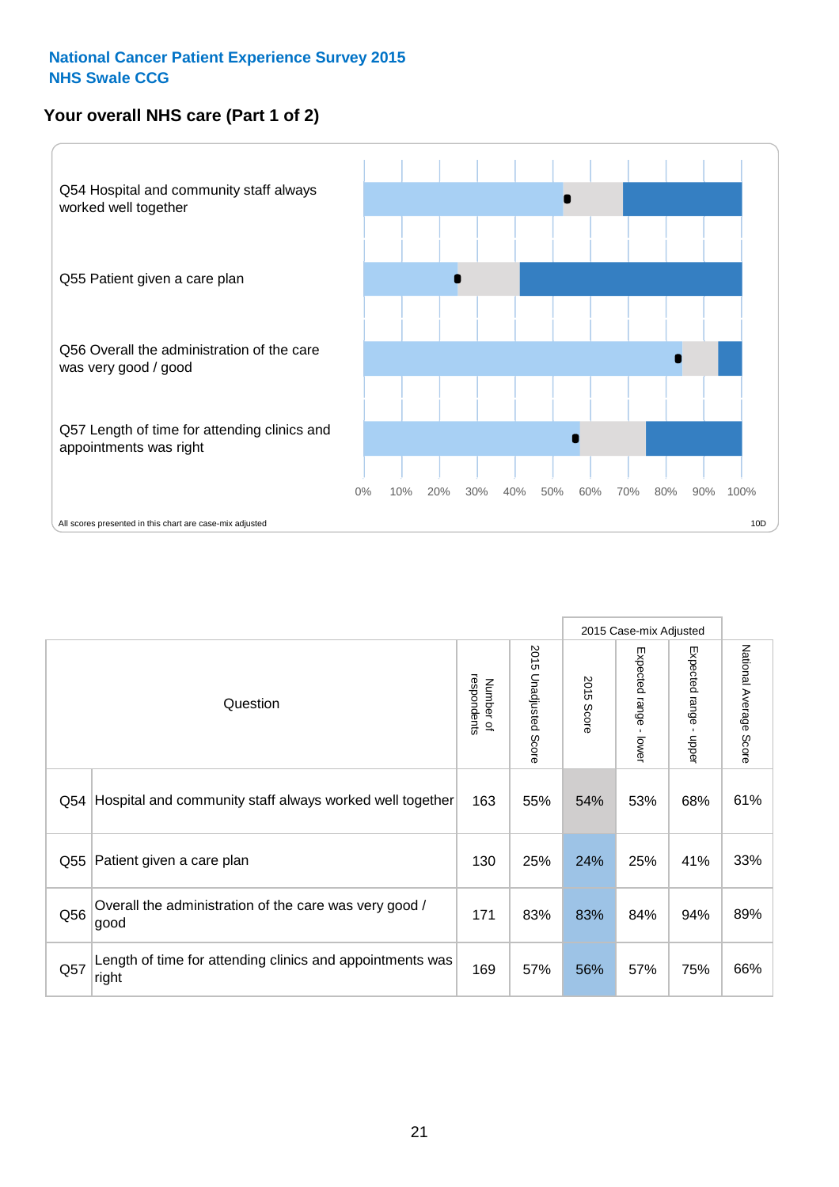**National Cancer Patient Experience Survey 2015**
**NHS Swale CCG**

## Your overall NHS care (Part 1 of 2)

Q54 Hospital and community staff always worked well together

Q55 Patient given a care plan

Q56 Overall the administration of the care was very good / good

Q57 Length of time for attending clinics and appointments was right

0% 10% 20% 30% 40% 50% 60% 70% 80% 90% 100%

All scores presented in this chart are case-mix adjusted

10D

| | Question | Number of respondents | 2015 Unadjusted Score | 2015 Case-mix Adjusted | | | National Average Score |
|---|---|---|---|---|---|---|---|
| | | | | 2015 Score | Expected range - lower | Expected range - upper | |
| Q54 | Hospital and community staff always worked well together | 163 | 55% | 54% | 53% | 68% | 61% |
| Q55 | Patient given a care plan | 130 | 25% | 24% | 25% | 41% | 33% |
| Q56 | Overall the administration of the care was very good / good | 171 | 83% | 83% | 84% | 94% | 89% |
| Q57 | Length of time for attending clinics and appointments was right | 169 | 57% | 56% | 57% | 75% | 66% |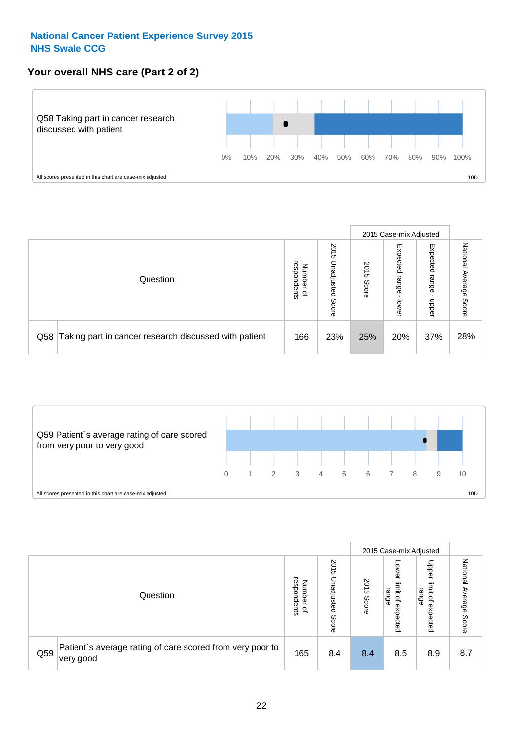**National Cancer Patient Experience Survey 2015**
**NHS Swale CCG**

## Your overall NHS care (Part 2 of 2)

Q58 Taking part in cancer research discussed with patient

0% 10% 20% 30% 40% 50% 60% 70% 80% 90% 100%

All scores presented in this chart are case-mix adjusted

10D

| Question | | Number of respondents | 2015 Unadjusted Score | 2015 Case-mix Adjusted: 2015 Score | 2015 Case-mix Adjusted: Expected range - lower | 2015 Case-mix Adjusted: Expected range - upper | National Average Score |
|---|---|---|---|---|---|---|---|
| Q58 | Taking part in cancer research discussed with patient | 166 | 23% | 25% | 20% | 37% | 28% |

Q59 Patient`s average rating of care scored from very poor to very good

0 1 2 3 4 5 6 7 8 9 10

All scores presented in this chart are case-mix adjusted

10D

| Question | | Number of respondents | 2015 Unadjusted Score | 2015 Case-mix Adjusted: 2015 Score | 2015 Case-mix Adjusted: Lower limit of expected range | 2015 Case-mix Adjusted: Upper limit of expected range | National Average Score |
|---|---|---|---|---|---|---|---|
| Q59 | Patient`s average rating of care scored from very poor to very good | 165 | 8.4 | 8.4 | 8.5 | 8.9 | 8.7 |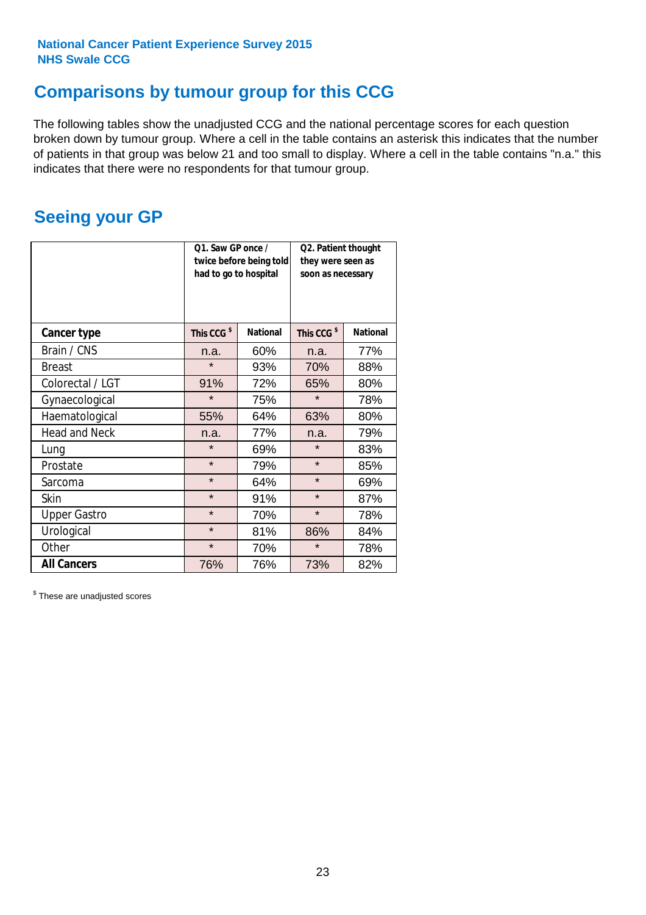National Cancer Patient Experience Survey 2015
NHS Swale CCG

## Comparisons by tumour group for this CCG

The following tables show the unadjusted CCG and the national percentage scores for each question broken down by tumour group. Where a cell in the table contains an asterisk this indicates that the number of patients in that group was below 21 and too small to display. Where a cell in the table contains "n.a." this indicates that there were no respondents for that tumour group.

## Seeing your GP

| | Q1. Saw GP once / twice before being told had to go to hospital | | Q2. Patient thought they were seen as soon as necessary | |
|---|---|---|---|---|
| **Cancer type** | This CCG $ | National | This CCG $ | National |
| Brain / CNS | n.a. | 60% | n.a. | 77% |
| Breast | * | 93% | 70% | 88% |
| Colorectal / LGT | 91% | 72% | 65% | 80% |
| Gynaecological | * | 75% | * | 78% |
| Haematological | 55% | 64% | 63% | 80% |
| Head and Neck | n.a. | 77% | n.a. | 79% |
| Lung | * | 69% | * | 83% |
| Prostate | * | 79% | * | 85% |
| Sarcoma | * | 64% | * | 69% |
| Skin | * | 91% | * | 87% |
| Upper Gastro | * | 70% | * | 78% |
| Urological | * | 81% | 86% | 84% |
| Other | * | 70% | * | 78% |
| **All Cancers** | 76% | 76% | 73% | 82% |

$ These are unadjusted scores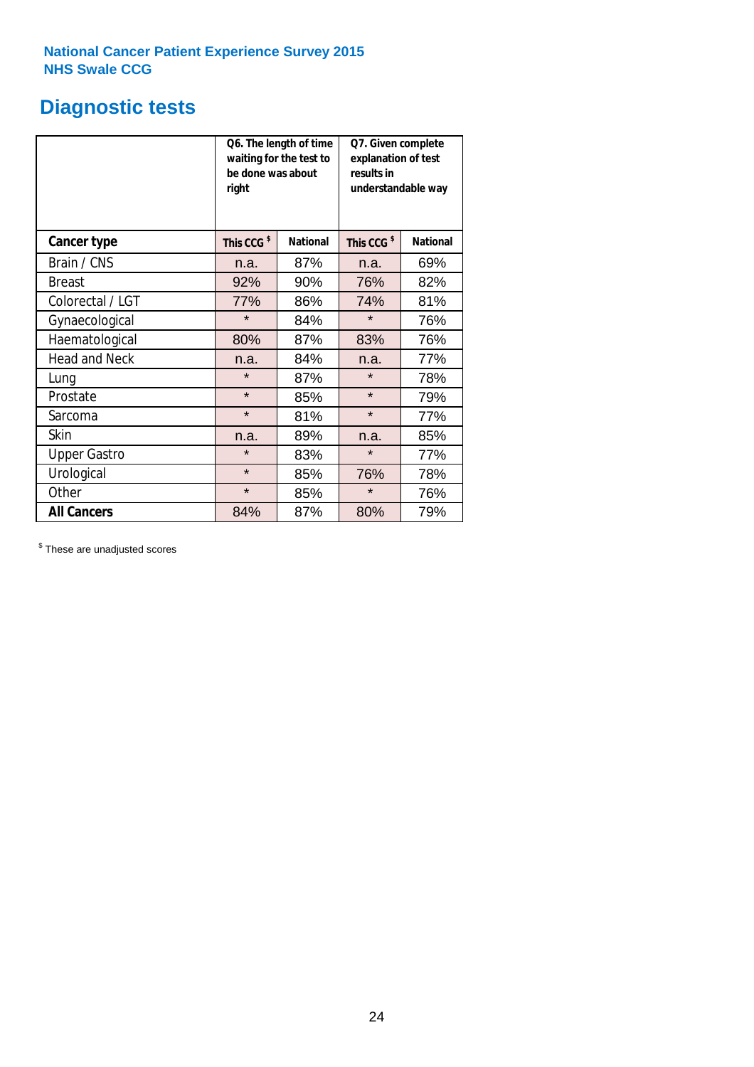National Cancer Patient Experience Survey 2015
NHS Swale CCG

## Diagnostic tests

| | Q6. The length of time waiting for the test to be done was about right | | Q7. Given complete explanation of test results in understandable way | |
|---|---|---|---|---|
| **Cancer type** | This CCG $ | National | This CCG $ | National |
| Brain / CNS | n.a. | 87% | n.a. | 69% |
| Breast | 92% | 90% | 76% | 82% |
| Colorectal / LGT | 77% | 86% | 74% | 81% |
| Gynaecological | * | 84% | * | 76% |
| Haematological | 80% | 87% | 83% | 76% |
| Head and Neck | n.a. | 84% | n.a. | 77% |
| Lung | * | 87% | * | 78% |
| Prostate | * | 85% | * | 79% |
| Sarcoma | * | 81% | * | 77% |
| Skin | n.a. | 89% | n.a. | 85% |
| Upper Gastro | * | 83% | * | 77% |
| Urological | * | 85% | 76% | 78% |
| Other | * | 85% | * | 76% |
| **All Cancers** | 84% | 87% | 80% | 79% |

$ These are unadjusted scores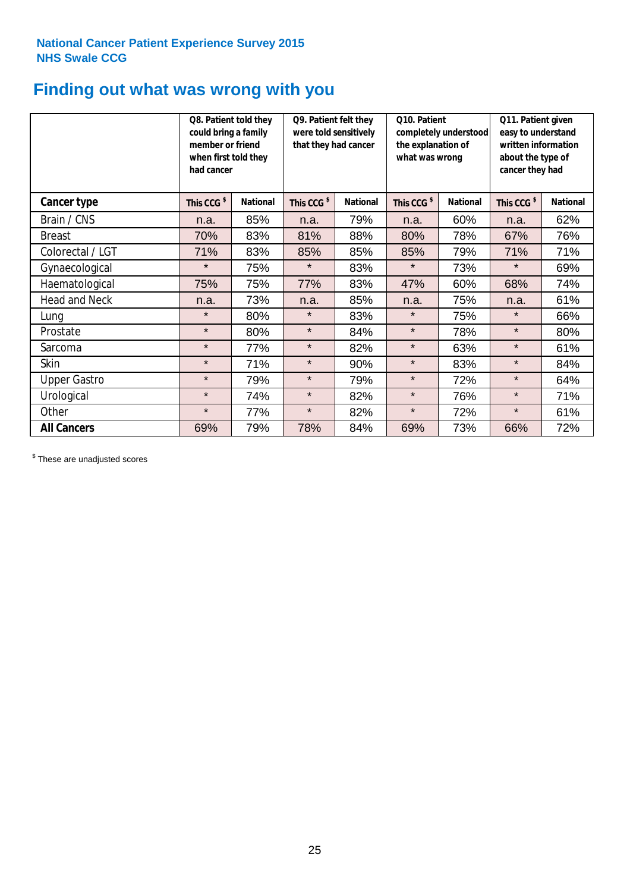National Cancer Patient Experience Survey 2015
NHS Swale CCG

# Finding out what was wrong with you

| | Q8. Patient told they could bring a family member or friend when first told they had cancer | | Q9. Patient felt they were told sensitively that they had cancer | | Q10. Patient completely understood the explanation of what was wrong | | Q11. Patient given easy to understand written information about the type of cancer they had | |
|---|---|---|---|---|---|---|---|---|
| **Cancer type** | **This CCG $** | **National** | **This CCG $** | **National** | **This CCG $** | **National** | **This CCG $** | **National** |
| Brain / CNS | n.a. | 85% | n.a. | 79% | n.a. | 60% | n.a. | 62% |
| Breast | 70% | 83% | 81% | 88% | 80% | 78% | 67% | 76% |
| Colorectal / LGT | 71% | 83% | 85% | 85% | 85% | 79% | 71% | 71% |
| Gynaecological | * | 75% | * | 83% | * | 73% | * | 69% |
| Haematological | 75% | 75% | 77% | 83% | 47% | 60% | 68% | 74% |
| Head and Neck | n.a. | 73% | n.a. | 85% | n.a. | 75% | n.a. | 61% |
| Lung | * | 80% | * | 83% | * | 75% | * | 66% |
| Prostate | * | 80% | * | 84% | * | 78% | * | 80% |
| Sarcoma | * | 77% | * | 82% | * | 63% | * | 61% |
| Skin | * | 71% | * | 90% | * | 83% | * | 84% |
| Upper Gastro | * | 79% | * | 79% | * | 72% | * | 64% |
| Urological | * | 74% | * | 82% | * | 76% | * | 71% |
| Other | * | 77% | * | 82% | * | 72% | * | 61% |
| **All Cancers** | 69% | 79% | 78% | 84% | 69% | 73% | 66% | 72% |

$ These are unadjusted scores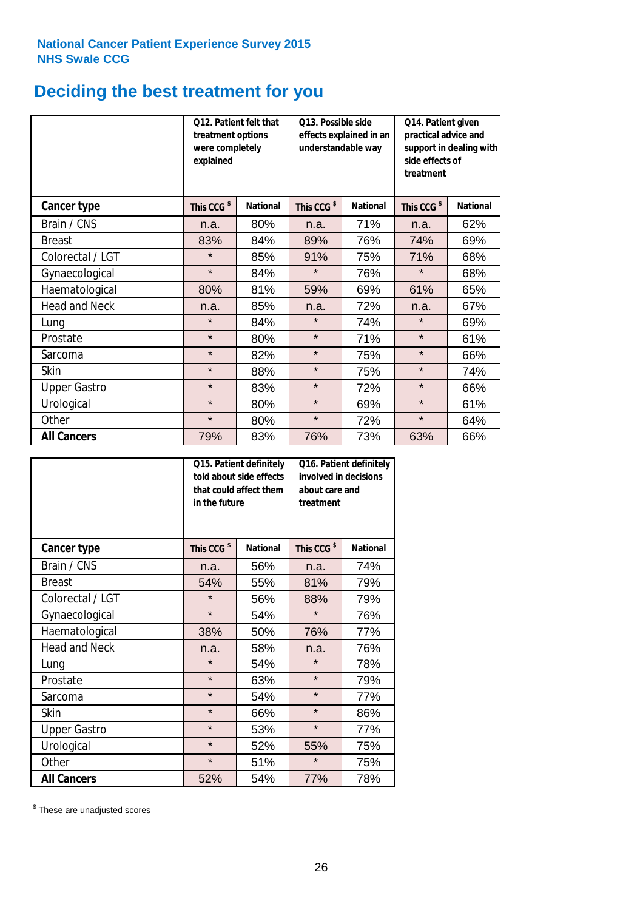National Cancer Patient Experience Survey 2015
NHS Swale CCG

# Deciding the best treatment for you

| | Q12. Patient felt that treatment options were completely explained | | Q13. Possible side effects explained in an understandable way | | Q14. Patient given practical advice and support in dealing with side effects of treatment | |
|---|---|---|---|---|---|---|
| **Cancer type** | **This CCG $** | **National** | **This CCG $** | **National** | **This CCG $** | **National** |
| Brain / CNS | n.a. | 80% | n.a. | 71% | n.a. | 62% |
| Breast | 83% | 84% | 89% | 76% | 74% | 69% |
| Colorectal / LGT | * | 85% | 91% | 75% | 71% | 68% |
| Gynaecological | * | 84% | * | 76% | * | 68% |
| Haematological | 80% | 81% | 59% | 69% | 61% | 65% |
| Head and Neck | n.a. | 85% | n.a. | 72% | n.a. | 67% |
| Lung | * | 84% | * | 74% | * | 69% |
| Prostate | * | 80% | * | 71% | * | 61% |
| Sarcoma | * | 82% | * | 75% | * | 66% |
| Skin | * | 88% | * | 75% | * | 74% |
| Upper Gastro | * | 83% | * | 72% | * | 66% |
| Urological | * | 80% | * | 69% | * | 61% |
| Other | * | 80% | * | 72% | * | 64% |
| **All Cancers** | 79% | 83% | 76% | 73% | 63% | 66% |

| | Q15. Patient definitely told about side effects that could affect them in the future | | Q16. Patient definitely involved in decisions about care and treatment | |
|---|---|---|---|---|
| **Cancer type** | **This CCG $** | **National** | **This CCG $** | **National** |
| Brain / CNS | n.a. | 56% | n.a. | 74% |
| Breast | 54% | 55% | 81% | 79% |
| Colorectal / LGT | * | 56% | 88% | 79% |
| Gynaecological | * | 54% | * | 76% |
| Haematological | 38% | 50% | 76% | 77% |
| Head and Neck | n.a. | 58% | n.a. | 76% |
| Lung | * | 54% | * | 78% |
| Prostate | * | 63% | * | 79% |
| Sarcoma | * | 54% | * | 77% |
| Skin | * | 66% | * | 86% |
| Upper Gastro | * | 53% | * | 77% |
| Urological | * | 52% | 55% | 75% |
| Other | * | 51% | * | 75% |
| **All Cancers** | 52% | 54% | 77% | 78% |

$ These are unadjusted scores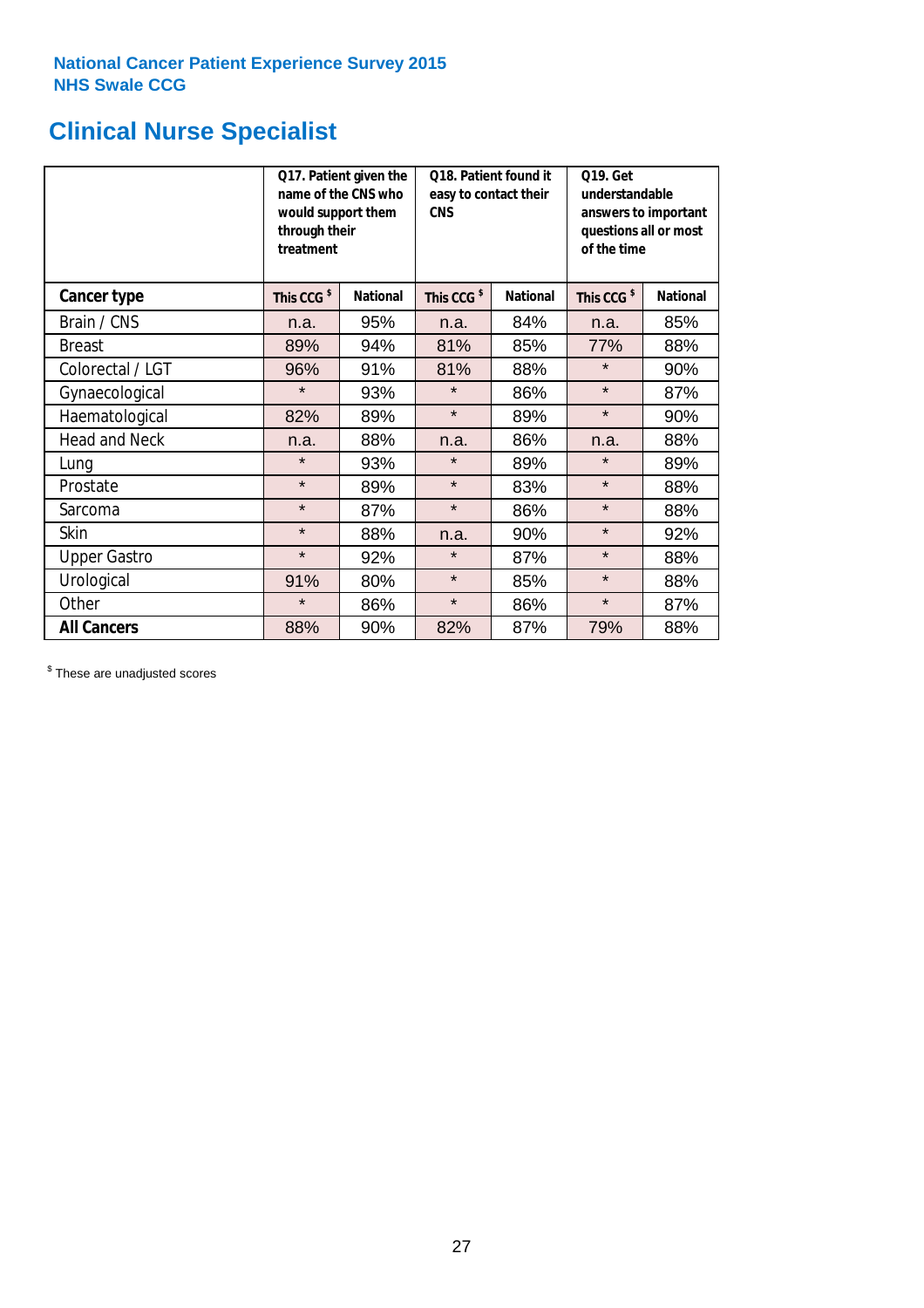National Cancer Patient Experience Survey 2015
NHS Swale CCG

# Clinical Nurse Specialist

| | Q17. Patient given the name of the CNS who would support them through their treatment | | Q18. Patient found it easy to contact their CNS | | Q19. Get understandable answers to important questions all or most of the time | |
|---|---|---|---|---|---|---|
| **Cancer type** | **This CCG $** | **National** | **This CCG $** | **National** | **This CCG $** | **National** |
| Brain / CNS | n.a. | 95% | n.a. | 84% | n.a. | 85% |
| Breast | 89% | 94% | 81% | 85% | 77% | 88% |
| Colorectal / LGT | 96% | 91% | 81% | 88% | * | 90% |
| Gynaecological | * | 93% | * | 86% | * | 87% |
| Haematological | 82% | 89% | * | 89% | * | 90% |
| Head and Neck | n.a. | 88% | n.a. | 86% | n.a. | 88% |
| Lung | * | 93% | * | 89% | * | 89% |
| Prostate | * | 89% | * | 83% | * | 88% |
| Sarcoma | * | 87% | * | 86% | * | 88% |
| Skin | * | 88% | n.a. | 90% | * | 92% |
| Upper Gastro | * | 92% | * | 87% | * | 88% |
| Urological | 91% | 80% | * | 85% | * | 88% |
| Other | * | 86% | * | 86% | * | 87% |
| **All Cancers** | 88% | 90% | 82% | 87% | 79% | 88% |

$ These are unadjusted scores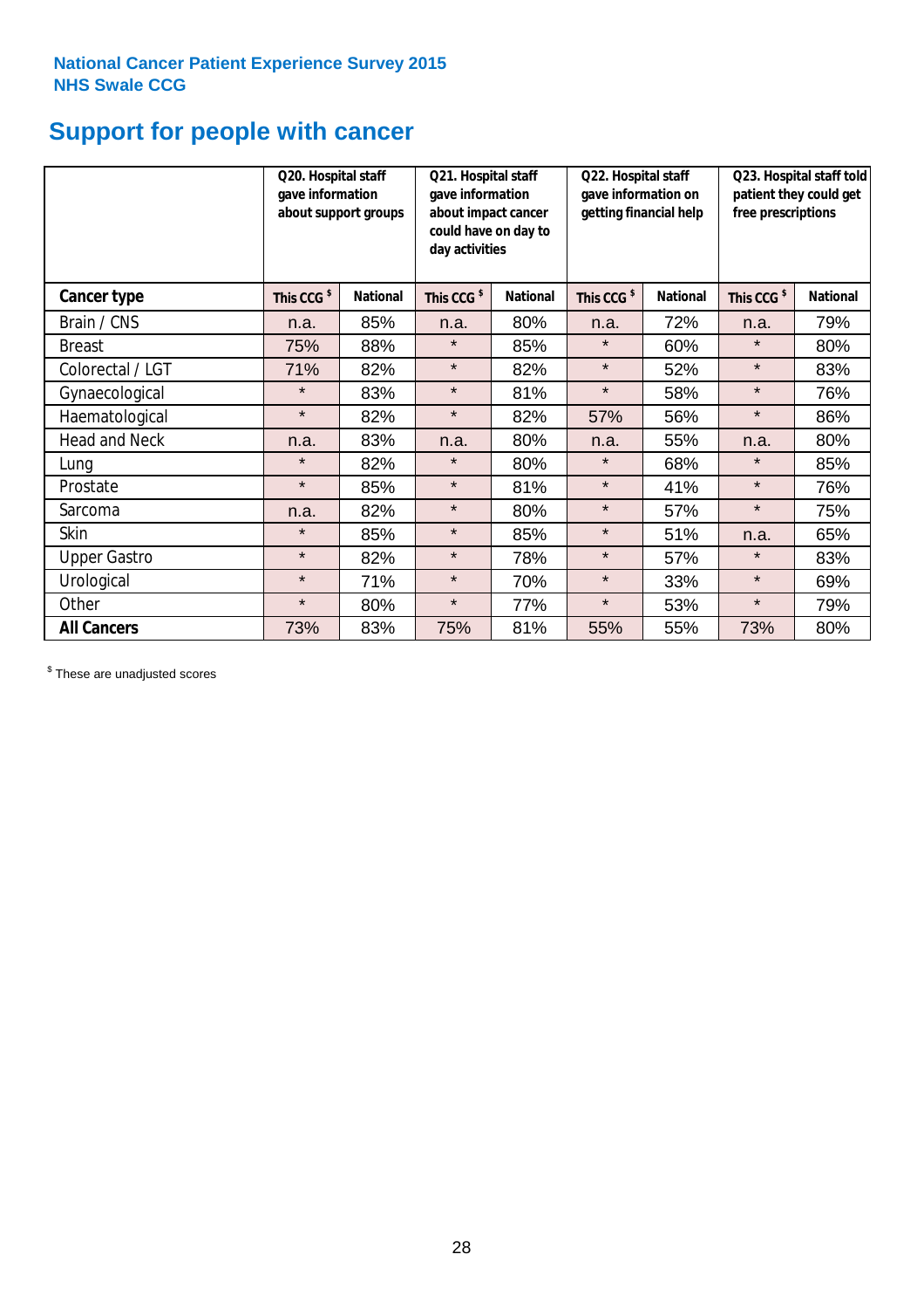National Cancer Patient Experience Survey 2015
NHS Swale CCG

# Support for people with cancer

| | Q20. Hospital staff gave information about support groups | | Q21. Hospital staff gave information about impact cancer could have on day to day activities | | Q22. Hospital staff gave information on getting financial help | | Q23. Hospital staff told patient they could get free prescriptions | |
|---|---|---|---|---|---|---|---|---|
| **Cancer type** | **This CCG $** | **National** | **This CCG $** | **National** | **This CCG $** | **National** | **This CCG $** | **National** |
| Brain / CNS | n.a. | 85% | n.a. | 80% | n.a. | 72% | n.a. | 79% |
| Breast | 75% | 88% | * | 85% | * | 60% | * | 80% |
| Colorectal / LGT | 71% | 82% | * | 82% | * | 52% | * | 83% |
| Gynaecological | * | 83% | * | 81% | * | 58% | * | 76% |
| Haematological | * | 82% | * | 82% | 57% | 56% | * | 86% |
| Head and Neck | n.a. | 83% | n.a. | 80% | n.a. | 55% | n.a. | 80% |
| Lung | * | 82% | * | 80% | * | 68% | * | 85% |
| Prostate | * | 85% | * | 81% | * | 41% | * | 76% |
| Sarcoma | n.a. | 82% | * | 80% | * | 57% | * | 75% |
| Skin | * | 85% | * | 85% | * | 51% | n.a. | 65% |
| Upper Gastro | * | 82% | * | 78% | * | 57% | * | 83% |
| Urological | * | 71% | * | 70% | * | 33% | * | 69% |
| Other | * | 80% | * | 77% | * | 53% | * | 79% |
| **All Cancers** | 73% | 83% | 75% | 81% | 55% | 55% | 73% | 80% |

$ These are unadjusted scores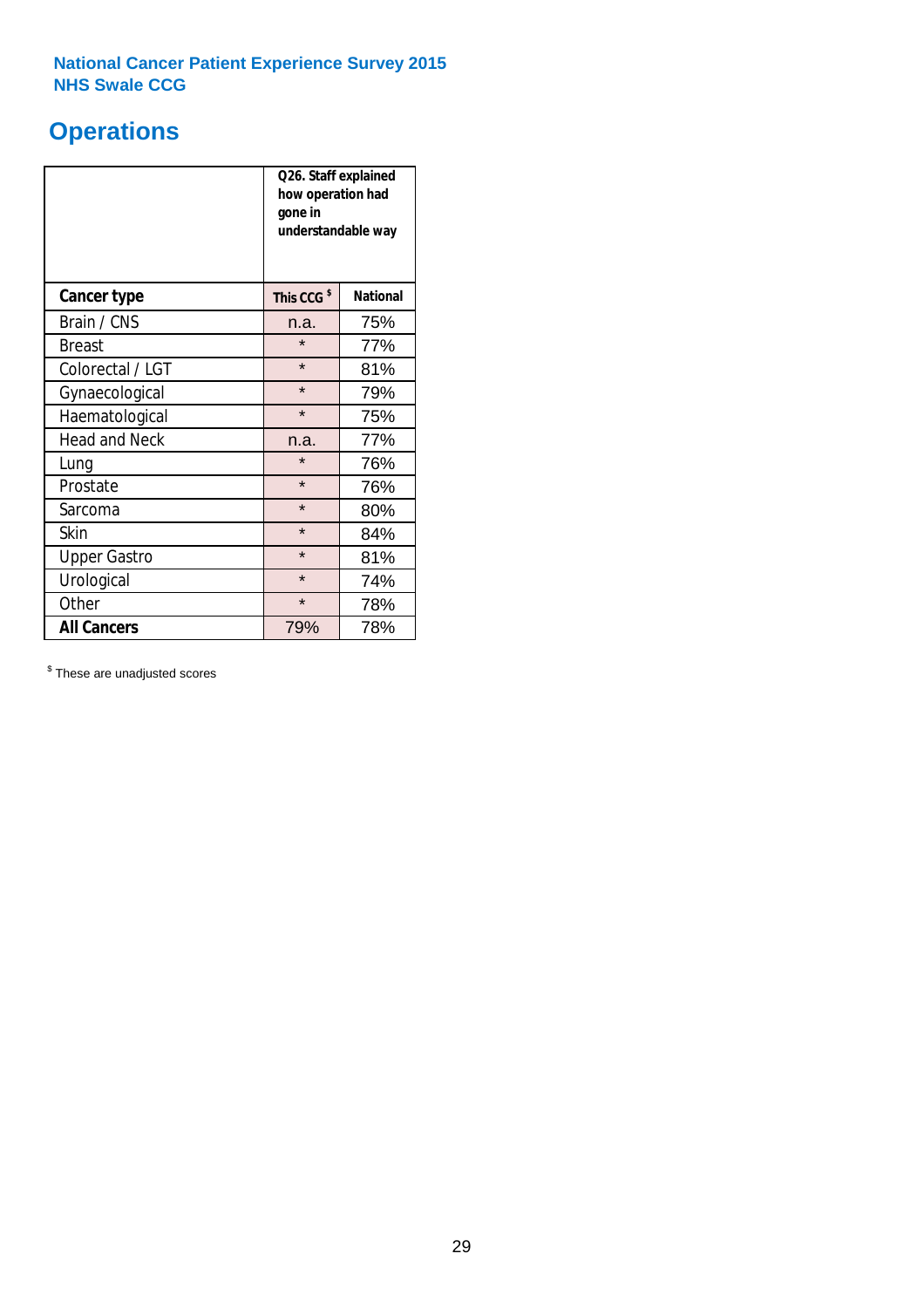National Cancer Patient Experience Survey 2015
NHS Swale CCG

# Operations

| | Q26. Staff explained how operation had gone in understandable way | |
|---|---|---|
| **Cancer type** | This CCG $ | National |
| Brain / CNS | n.a. | 75% |
| Breast | * | 77% |
| Colorectal / LGT | * | 81% |
| Gynaecological | * | 79% |
| Haematological | * | 75% |
| Head and Neck | n.a. | 77% |
| Lung | * | 76% |
| Prostate | * | 76% |
| Sarcoma | * | 80% |
| Skin | * | 84% |
| Upper Gastro | * | 81% |
| Urological | * | 74% |
| Other | * | 78% |
| **All Cancers** | 79% | 78% |

$ These are unadjusted scores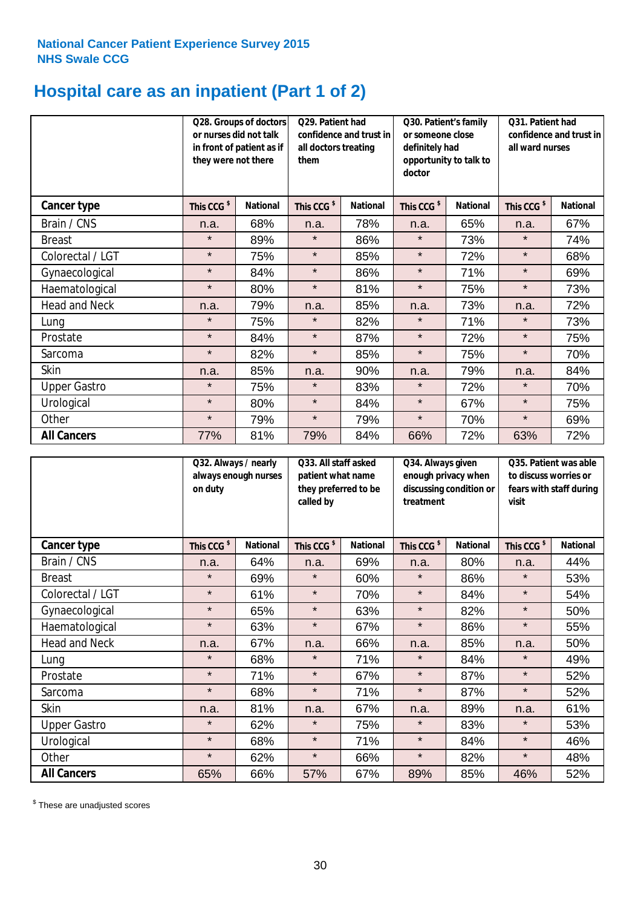National Cancer Patient Experience Survey 2015
NHS Swale CCG

# Hospital care as an inpatient (Part 1 of 2)

| | Q28. Groups of doctors or nurses did not talk in front of patient as if they were not there | | Q29. Patient had confidence and trust in all doctors treating them | | Q30. Patient's family or someone close definitely had opportunity to talk to doctor | | Q31. Patient had confidence and trust in all ward nurses | |
|---|---|---|---|---|---|---|---|---|
| **Cancer type** | **This CCG $** | **National** | **This CCG $** | **National** | **This CCG $** | **National** | **This CCG $** | **National** |
| Brain / CNS | n.a. | 68% | n.a. | 78% | n.a. | 65% | n.a. | 67% |
| Breast | * | 89% | * | 86% | * | 73% | * | 74% |
| Colorectal / LGT | * | 75% | * | 85% | * | 72% | * | 68% |
| Gynaecological | * | 84% | * | 86% | * | 71% | * | 69% |
| Haematological | * | 80% | * | 81% | * | 75% | * | 73% |
| Head and Neck | n.a. | 79% | n.a. | 85% | n.a. | 73% | n.a. | 72% |
| Lung | * | 75% | * | 82% | * | 71% | * | 73% |
| Prostate | * | 84% | * | 87% | * | 72% | * | 75% |
| Sarcoma | * | 82% | * | 85% | * | 75% | * | 70% |
| Skin | n.a. | 85% | n.a. | 90% | n.a. | 79% | n.a. | 84% |
| Upper Gastro | * | 75% | * | 83% | * | 72% | * | 70% |
| Urological | * | 80% | * | 84% | * | 67% | * | 75% |
| Other | * | 79% | * | 79% | * | 70% | * | 69% |
| **All Cancers** | 77% | 81% | 79% | 84% | 66% | 72% | 63% | 72% |

| | Q32. Always / nearly always enough nurses on duty | | Q33. All staff asked patient what name they preferred to be called by | | Q34. Always given enough privacy when discussing condition or treatment | | Q35. Patient was able to discuss worries or fears with staff during visit | |
|---|---|---|---|---|---|---|---|---|
| **Cancer type** | **This CCG $** | **National** | **This CCG $** | **National** | **This CCG $** | **National** | **This CCG $** | **National** |
| Brain / CNS | n.a. | 64% | n.a. | 69% | n.a. | 80% | n.a. | 44% |
| Breast | * | 69% | * | 60% | * | 86% | * | 53% |
| Colorectal / LGT | * | 61% | * | 70% | * | 84% | * | 54% |
| Gynaecological | * | 65% | * | 63% | * | 82% | * | 50% |
| Haematological | * | 63% | * | 67% | * | 86% | * | 55% |
| Head and Neck | n.a. | 67% | n.a. | 66% | n.a. | 85% | n.a. | 50% |
| Lung | * | 68% | * | 71% | * | 84% | * | 49% |
| Prostate | * | 71% | * | 67% | * | 87% | * | 52% |
| Sarcoma | * | 68% | * | 71% | * | 87% | * | 52% |
| Skin | n.a. | 81% | n.a. | 67% | n.a. | 89% | n.a. | 61% |
| Upper Gastro | * | 62% | * | 75% | * | 83% | * | 53% |
| Urological | * | 68% | * | 71% | * | 84% | * | 46% |
| Other | * | 62% | * | 66% | * | 82% | * | 48% |
| **All Cancers** | 65% | 66% | 57% | 67% | 89% | 85% | 46% | 52% |

$ These are unadjusted scores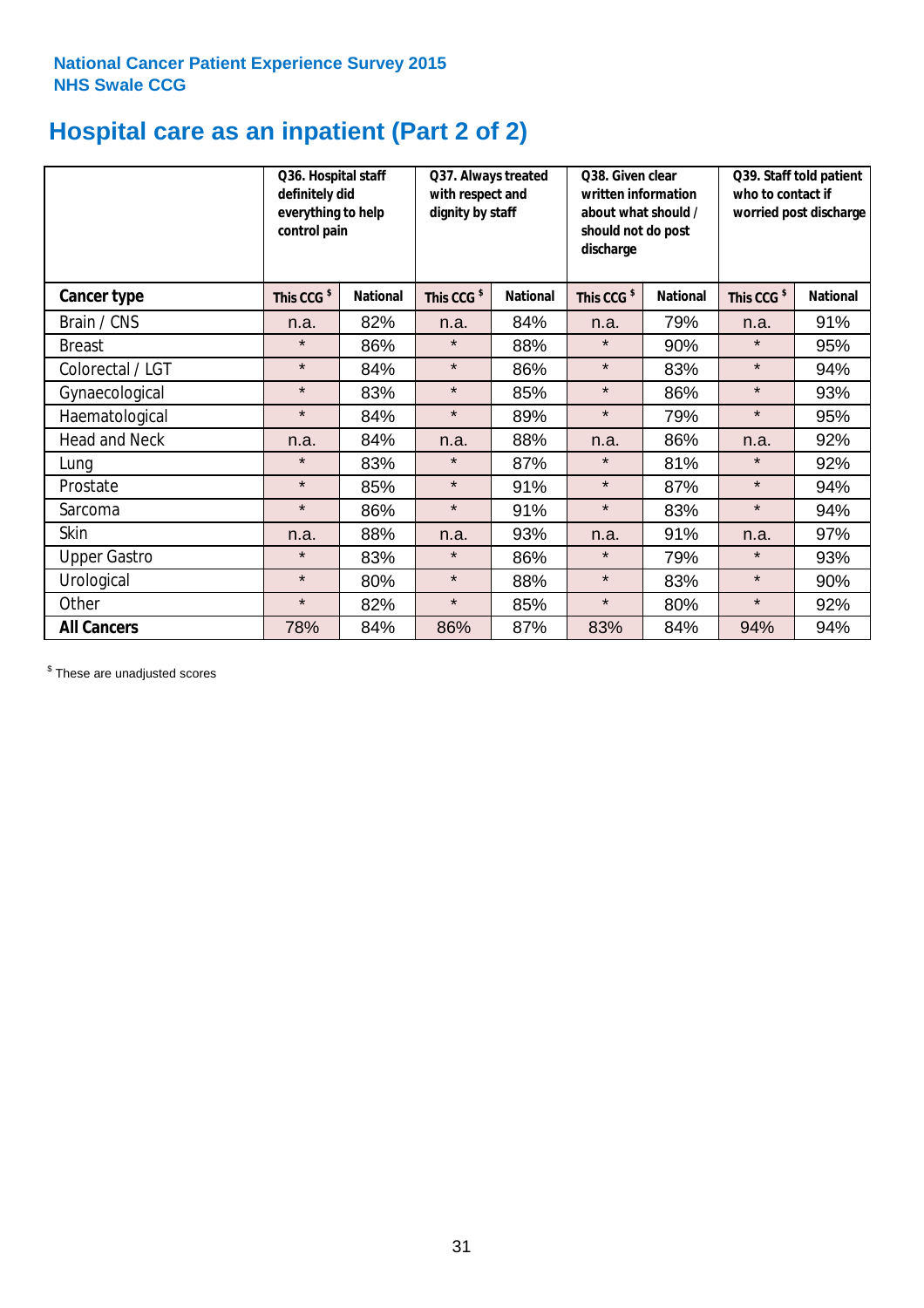National Cancer Patient Experience Survey 2015
NHS Swale CCG

# Hospital care as an inpatient (Part 2 of 2)

| | Q36. Hospital staff definitely did everything to help control pain | | Q37. Always treated with respect and dignity by staff | | Q38. Given clear written information about what should / should not do post discharge | | Q39. Staff told patient who to contact if worried post discharge | |
|---|---|---|---|---|---|---|---|---|
| **Cancer type** | This CCG $ | National | This CCG $ | National | This CCG $ | National | This CCG $ | National |
| Brain / CNS | n.a. | 82% | n.a. | 84% | n.a. | 79% | n.a. | 91% |
| Breast | * | 86% | * | 88% | * | 90% | * | 95% |
| Colorectal / LGT | * | 84% | * | 86% | * | 83% | * | 94% |
| Gynaecological | * | 83% | * | 85% | * | 86% | * | 93% |
| Haematological | * | 84% | * | 89% | * | 79% | * | 95% |
| Head and Neck | n.a. | 84% | n.a. | 88% | n.a. | 86% | n.a. | 92% |
| Lung | * | 83% | * | 87% | * | 81% | * | 92% |
| Prostate | * | 85% | * | 91% | * | 87% | * | 94% |
| Sarcoma | * | 86% | * | 91% | * | 83% | * | 94% |
| Skin | n.a. | 88% | n.a. | 93% | n.a. | 91% | n.a. | 97% |
| Upper Gastro | * | 83% | * | 86% | * | 79% | * | 93% |
| Urological | * | 80% | * | 88% | * | 83% | * | 90% |
| Other | * | 82% | * | 85% | * | 80% | * | 92% |
| **All Cancers** | 78% | 84% | 86% | 87% | 83% | 84% | 94% | 94% |

$ These are unadjusted scores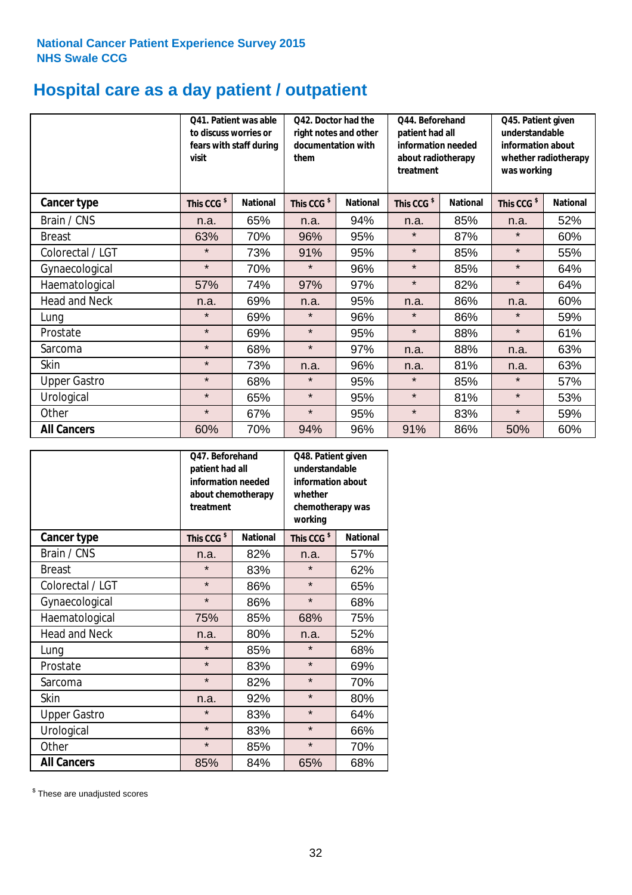National Cancer Patient Experience Survey 2015
NHS Swale CCG

# Hospital care as a day patient / outpatient

| | Q41. Patient was able to discuss worries or fears with staff during visit | | Q42. Doctor had the right notes and other documentation with them | | Q44. Beforehand patient had all information needed about radiotherapy treatment | | Q45. Patient given understandable information about whether radiotherapy was working | |
|---|---|---|---|---|---|---|---|---|
| **Cancer type** | **This CCG $** | **National** | **This CCG $** | **National** | **This CCG $** | **National** | **This CCG $** | **National** |
| Brain / CNS | n.a. | 65% | n.a. | 94% | n.a. | 85% | n.a. | 52% |
| Breast | 63% | 70% | 96% | 95% | * | 87% | * | 60% |
| Colorectal / LGT | * | 73% | 91% | 95% | * | 85% | * | 55% |
| Gynaecological | * | 70% | * | 96% | * | 85% | * | 64% |
| Haematological | 57% | 74% | 97% | 97% | * | 82% | * | 64% |
| Head and Neck | n.a. | 69% | n.a. | 95% | n.a. | 86% | n.a. | 60% |
| Lung | * | 69% | * | 96% | * | 86% | * | 59% |
| Prostate | * | 69% | * | 95% | * | 88% | * | 61% |
| Sarcoma | * | 68% | * | 97% | n.a. | 88% | n.a. | 63% |
| Skin | * | 73% | n.a. | 96% | n.a. | 81% | n.a. | 63% |
| Upper Gastro | * | 68% | * | 95% | * | 85% | * | 57% |
| Urological | * | 65% | * | 95% | * | 81% | * | 53% |
| Other | * | 67% | * | 95% | * | 83% | * | 59% |
| **All Cancers** | 60% | 70% | 94% | 96% | 91% | 86% | 50% | 60% |

| | Q47. Beforehand patient had all information needed about chemotherapy treatment | | Q48. Patient given understandable information about whether chemotherapy was working | |
|---|---|---|---|---|
| **Cancer type** | **This CCG $** | **National** | **This CCG $** | **National** |
| Brain / CNS | n.a. | 82% | n.a. | 57% |
| Breast | * | 83% | * | 62% |
| Colorectal / LGT | * | 86% | * | 65% |
| Gynaecological | * | 86% | * | 68% |
| Haematological | 75% | 85% | 68% | 75% |
| Head and Neck | n.a. | 80% | n.a. | 52% |
| Lung | * | 85% | * | 68% |
| Prostate | * | 83% | * | 69% |
| Sarcoma | * | 82% | * | 70% |
| Skin | n.a. | 92% | * | 80% |
| Upper Gastro | * | 83% | * | 64% |
| Urological | * | 83% | * | 66% |
| Other | * | 85% | * | 70% |
| **All Cancers** | 85% | 84% | 65% | 68% |

$ These are unadjusted scores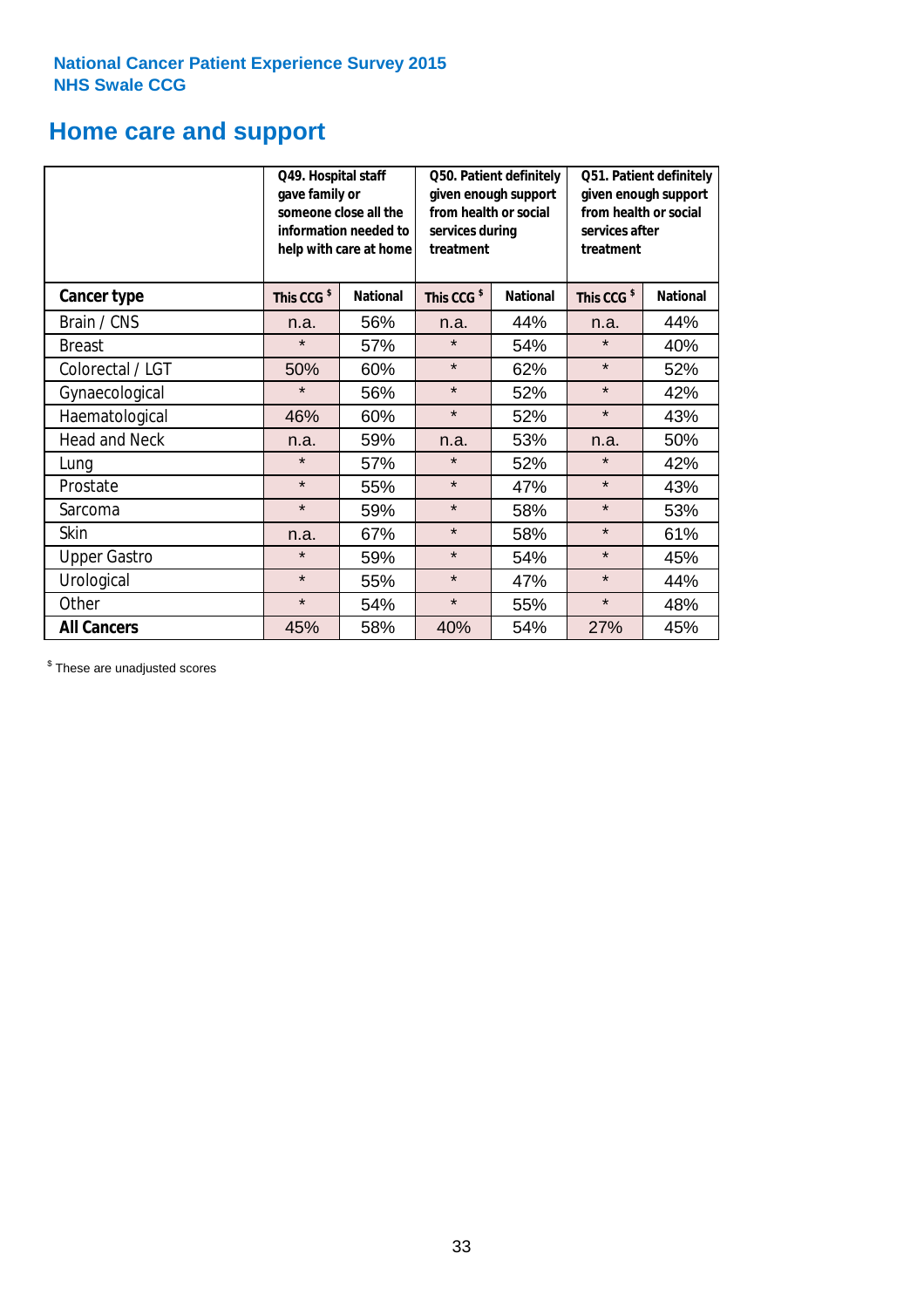**National Cancer Patient Experience Survey 2015**
**NHS Swale CCG**

# Home care and support

| | Q49. Hospital staff gave family or someone close all the information needed to help with care at home | | Q50. Patient definitely given enough support from health or social services during treatment | | Q51. Patient definitely given enough support from health or social services after treatment | |
|---|---|---|---|---|---|---|
| **Cancer type** | **This CCG $** | **National** | **This CCG $** | **National** | **This CCG $** | **National** |
| Brain / CNS | n.a. | 56% | n.a. | 44% | n.a. | 44% |
| Breast | * | 57% | * | 54% | * | 40% |
| Colorectal / LGT | 50% | 60% | * | 62% | * | 52% |
| Gynaecological | * | 56% | * | 52% | * | 42% |
| Haematological | 46% | 60% | * | 52% | * | 43% |
| Head and Neck | n.a. | 59% | n.a. | 53% | n.a. | 50% |
| Lung | * | 57% | * | 52% | * | 42% |
| Prostate | * | 55% | * | 47% | * | 43% |
| Sarcoma | * | 59% | * | 58% | * | 53% |
| Skin | n.a. | 67% | * | 58% | * | 61% |
| Upper Gastro | * | 59% | * | 54% | * | 45% |
| Urological | * | 55% | * | 47% | * | 44% |
| Other | * | 54% | * | 55% | * | 48% |
| **All Cancers** | 45% | 58% | 40% | 54% | 27% | 45% |

$ These are unadjusted scores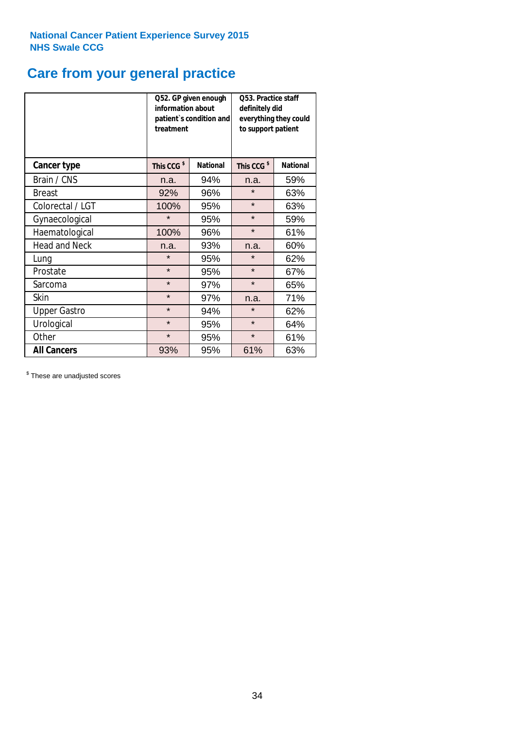National Cancer Patient Experience Survey 2015
NHS Swale CCG

# Care from your general practice

| | Q52. GP given enough information about patient`s condition and treatment | | Q53. Practice staff definitely did everything they could to support patient | |
|---|---|---|---|---|
| **Cancer type** | **This CCG $** | **National** | **This CCG $** | **National** |
| Brain / CNS | n.a. | 94% | n.a. | 59% |
| Breast | 92% | 96% | * | 63% |
| Colorectal / LGT | 100% | 95% | * | 63% |
| Gynaecological | * | 95% | * | 59% |
| Haematological | 100% | 96% | * | 61% |
| Head and Neck | n.a. | 93% | n.a. | 60% |
| Lung | * | 95% | * | 62% |
| Prostate | * | 95% | * | 67% |
| Sarcoma | * | 97% | * | 65% |
| Skin | * | 97% | n.a. | 71% |
| Upper Gastro | * | 94% | * | 62% |
| Urological | * | 95% | * | 64% |
| Other | * | 95% | * | 61% |
| **All Cancers** | 93% | 95% | 61% | 63% |

$ These are unadjusted scores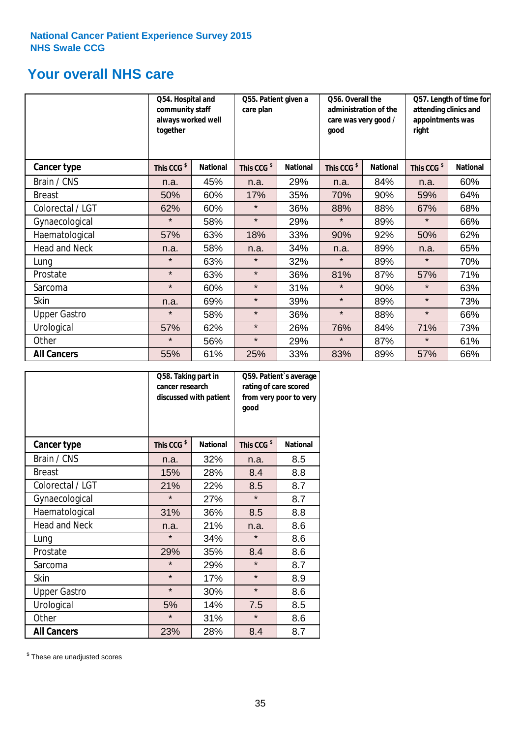National Cancer Patient Experience Survey 2015
NHS Swale CCG

# Your overall NHS care

| | Q54. Hospital and community staff always worked well together | | Q55. Patient given a care plan | | Q56. Overall the administration of the care was very good / good | | Q57. Length of time for attending clinics and appointments was right | |
|---|---|---|---|---|---|---|---|---|
| **Cancer type** | This CCG $ | National | This CCG $ | National | This CCG $ | National | This CCG $ | National |
| Brain / CNS | n.a. | 45% | n.a. | 29% | n.a. | 84% | n.a. | 60% |
| Breast | 50% | 60% | 17% | 35% | 70% | 90% | 59% | 64% |
| Colorectal / LGT | 62% | 60% | * | 36% | 88% | 88% | 67% | 68% |
| Gynaecological | * | 58% | * | 29% | * | 89% | * | 66% |
| Haematological | 57% | 63% | 18% | 33% | 90% | 92% | 50% | 62% |
| Head and Neck | n.a. | 58% | n.a. | 34% | n.a. | 89% | n.a. | 65% |
| Lung | * | 63% | * | 32% | * | 89% | * | 70% |
| Prostate | * | 63% | * | 36% | 81% | 87% | 57% | 71% |
| Sarcoma | * | 60% | * | 31% | * | 90% | * | 63% |
| Skin | n.a. | 69% | * | 39% | * | 89% | * | 73% |
| Upper Gastro | * | 58% | * | 36% | * | 88% | * | 66% |
| Urological | 57% | 62% | * | 26% | 76% | 84% | 71% | 73% |
| Other | * | 56% | * | 29% | * | 87% | * | 61% |
| **All Cancers** | 55% | 61% | 25% | 33% | 83% | 89% | 57% | 66% |

| | Q58. Taking part in cancer research discussed with patient | | Q59. Patient`s average rating of care scored from very poor to very good | |
|---|---|---|---|---|
| **Cancer type** | This CCG $ | National | This CCG $ | National |
| Brain / CNS | n.a. | 32% | n.a. | 8.5 |
| Breast | 15% | 28% | 8.4 | 8.8 |
| Colorectal / LGT | 21% | 22% | 8.5 | 8.7 |
| Gynaecological | * | 27% | * | 8.7 |
| Haematological | 31% | 36% | 8.5 | 8.8 |
| Head and Neck | n.a. | 21% | n.a. | 8.6 |
| Lung | * | 34% | * | 8.6 |
| Prostate | 29% | 35% | 8.4 | 8.6 |
| Sarcoma | * | 29% | * | 8.7 |
| Skin | * | 17% | * | 8.9 |
| Upper Gastro | * | 30% | * | 8.6 |
| Urological | 5% | 14% | 7.5 | 8.5 |
| Other | * | 31% | * | 8.6 |
| **All Cancers** | 23% | 28% | 8.4 | 8.7 |

$ These are unadjusted scores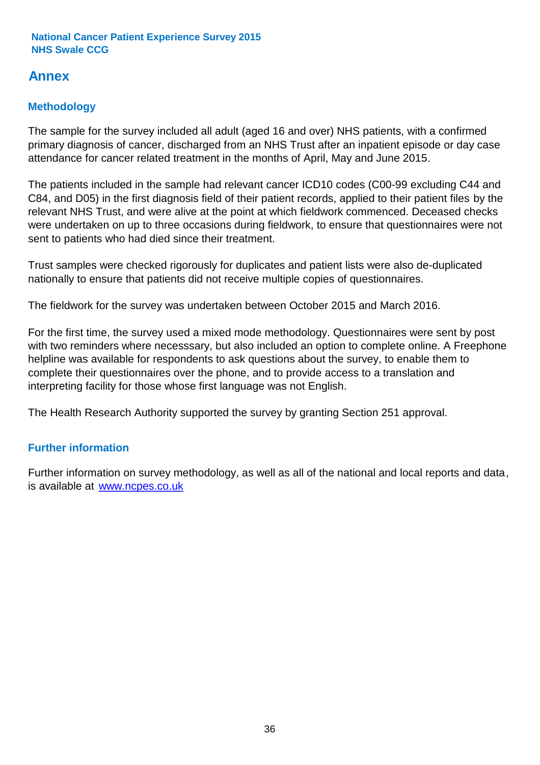# Annex

## Methodology

The sample for the survey included all adult (aged 16 and over) NHS patients, with a confirmed primary diagnosis of cancer, discharged from an NHS Trust after an inpatient episode or day case attendance for cancer related treatment in the months of April, May and June 2015.

The patients included in the sample had relevant cancer ICD10 codes (C00-99 excluding C44 and C84, and D05) in the first diagnosis field of their patient records, applied to their patient files by the relevant NHS Trust, and were alive at the point at which fieldwork commenced. Deceased checks were undertaken on up to three occasions during fieldwork, to ensure that questionnaires were not sent to patients who had died since their treatment.

Trust samples were checked rigorously for duplicates and patient lists were also de-duplicated nationally to ensure that patients did not receive multiple copies of questionnaires.

The fieldwork for the survey was undertaken between October 2015 and March 2016.

For the first time, the survey used a mixed mode methodology. Questionnaires were sent by post with two reminders where necesssary, but also included an option to complete online. A Freephone helpline was available for respondents to ask questions about the survey, to enable them to complete their questionnaires over the phone, and to provide access to a translation and interpreting facility for those whose first language was not English.

The Health Research Authority supported the survey by granting Section 251 approval.

## Further information

Further information on survey methodology, as well as all of the national and local reports and data, is available at [www.ncpes.co.uk](http://www.ncpes.co.uk)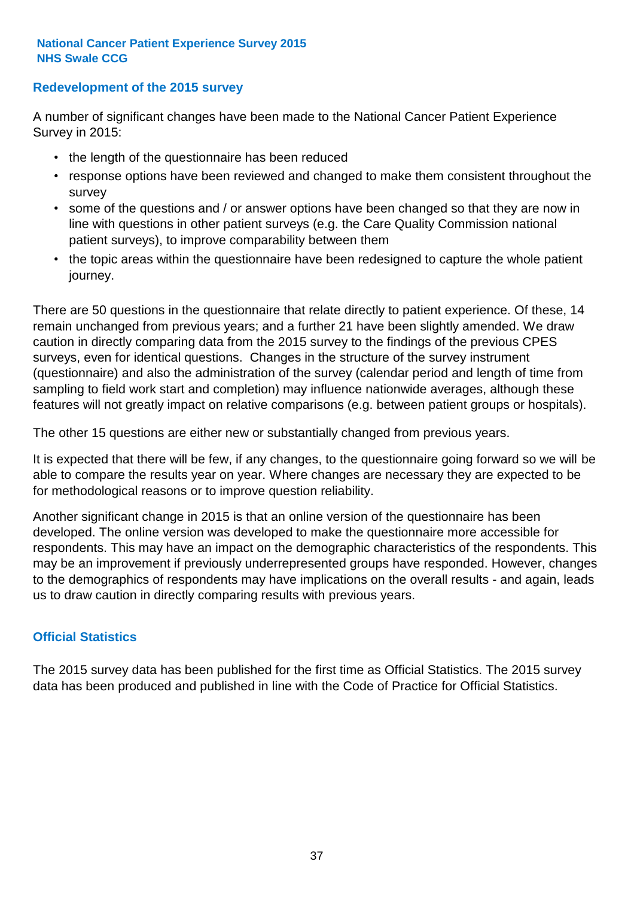**National Cancer Patient Experience Survey 2015**
**NHS Swale CCG**

## Redevelopment of the 2015 survey

A number of significant changes have been made to the National Cancer Patient Experience Survey in 2015:

- the length of the questionnaire has been reduced
- response options have been reviewed and changed to make them consistent throughout the survey
- some of the questions and / or answer options have been changed so that they are now in line with questions in other patient surveys (e.g. the Care Quality Commission national patient surveys), to improve comparability between them
- the topic areas within the questionnaire have been redesigned to capture the whole patient journey.

There are 50 questions in the questionnaire that relate directly to patient experience. Of these, 14 remain unchanged from previous years; and a further 21 have been slightly amended. We draw caution in directly comparing data from the 2015 survey to the findings of the previous CPES surveys, even for identical questions. Changes in the structure of the survey instrument (questionnaire) and also the administration of the survey (calendar period and length of time from sampling to field work start and completion) may influence nationwide averages, although these features will not greatly impact on relative comparisons (e.g. between patient groups or hospitals).

The other 15 questions are either new or substantially changed from previous years.

It is expected that there will be few, if any changes, to the questionnaire going forward so we will be able to compare the results year on year. Where changes are necessary they are expected to be for methodological reasons or to improve question reliability.

Another significant change in 2015 is that an online version of the questionnaire has been developed. The online version was developed to make the questionnaire more accessible for respondents. This may have an impact on the demographic characteristics of the respondents. This may be an improvement if previously underrepresented groups have responded. However, changes to the demographics of respondents may have implications on the overall results - and again, leads us to draw caution in directly comparing results with previous years.

## Official Statistics

The 2015 survey data has been published for the first time as Official Statistics. The 2015 survey data has been produced and published in line with the Code of Practice for Official Statistics.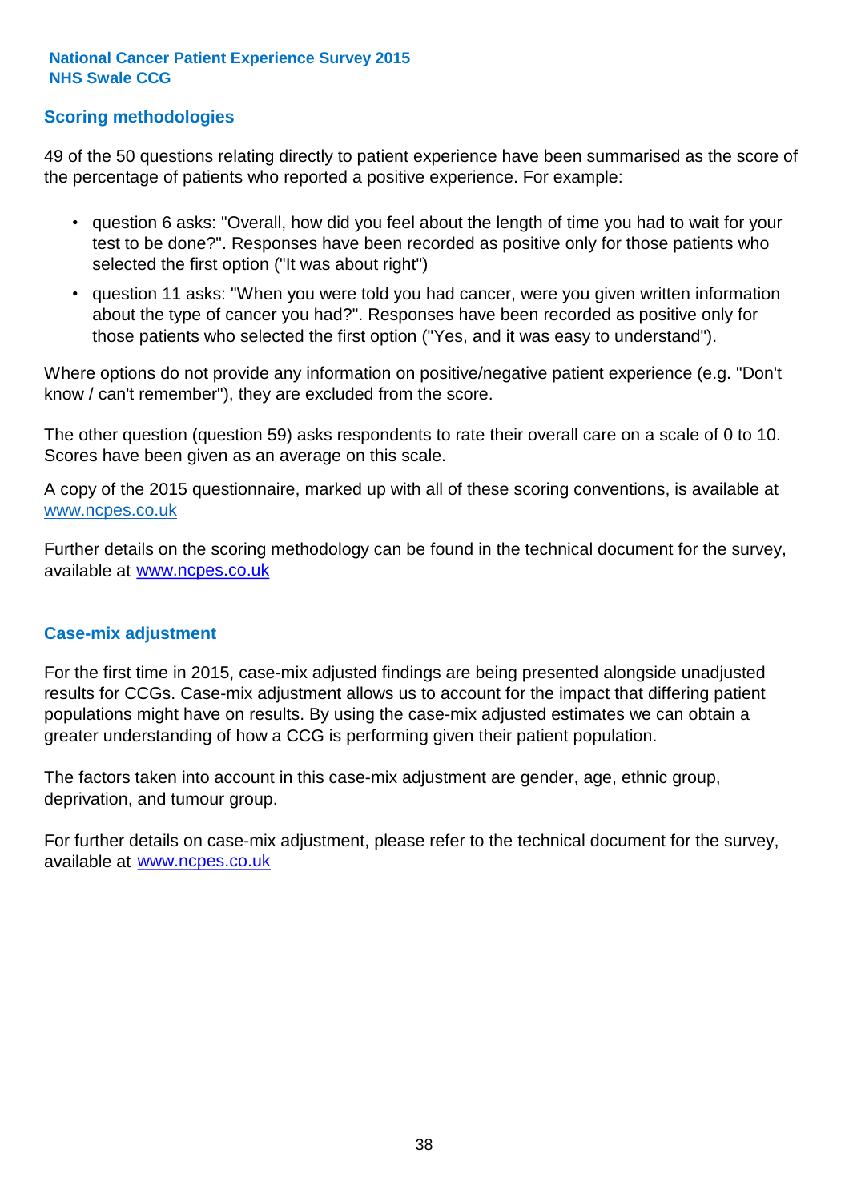## Scoring methodologies

49 of the 50 questions relating directly to patient experience have been summarised as the score of the percentage of patients who reported a positive experience. For example:

- question 6 asks: "Overall, how did you feel about the length of time you had to wait for your test to be done?". Responses have been recorded as positive only for those patients who selected the first option ("It was about right")
- question 11 asks: "When you were told you had cancer, were you given written information about the type of cancer you had?". Responses have been recorded as positive only for those patients who selected the first option ("Yes, and it was easy to understand").

Where options do not provide any information on positive/negative patient experience (e.g. "Don't know / can't remember"), they are excluded from the score.

The other question (question 59) asks respondents to rate their overall care on a scale of 0 to 10. Scores have been given as an average on this scale.

A copy of the 2015 questionnaire, marked up with all of these scoring conventions, is available at www.ncpes.co.uk

Further details on the scoring methodology can be found in the technical document for the survey, available at www.ncpes.co.uk

## Case-mix adjustment

For the first time in 2015, case-mix adjusted findings are being presented alongside unadjusted results for CCGs. Case-mix adjustment allows us to account for the impact that differing patient populations might have on results. By using the case-mix adjusted estimates we can obtain a greater understanding of how a CCG is performing given their patient population.

The factors taken into account in this case-mix adjustment are gender, age, ethnic group, deprivation, and tumour group.

For further details on case-mix adjustment, please refer to the technical document for the survey, available at www.ncpes.co.uk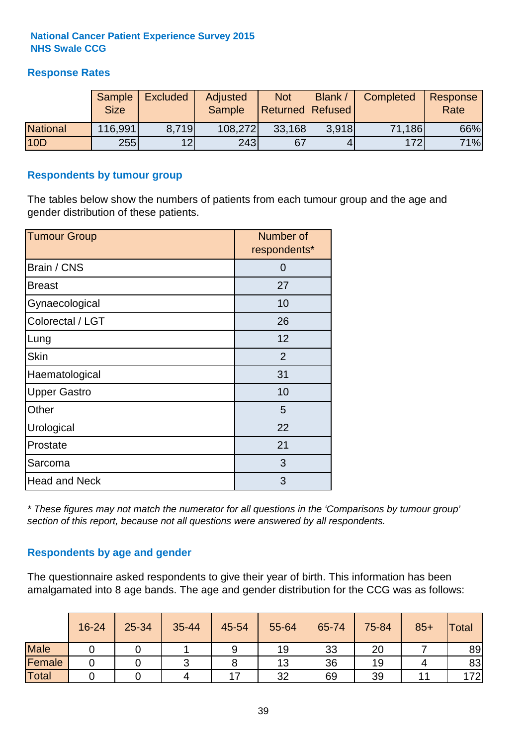**National Cancer Patient Experience Survey 2015**
**NHS Swale CCG**

## Response Rates

| | Sample Size | Excluded | Adjusted Sample | Not Returned | Blank / Refused | Completed | Response Rate |
|---|---|---|---|---|---|---|---|
| National | 116,991 | 8,719 | 108,272 | 33,168 | 3,918 | 71,186 | 66% |
| 10D | 255 | 12 | 243 | 67 | 4 | 172 | 71% |

## Respondents by tumour group

The tables below show the numbers of patients from each tumour group and the age and gender distribution of these patients.

| Tumour Group | Number of respondents* |
|---|---|
| Brain / CNS | 0 |
| Breast | 27 |
| Gynaecological | 10 |
| Colorectal / LGT | 26 |
| Lung | 12 |
| Skin | 2 |
| Haematological | 31 |
| Upper Gastro | 10 |
| Other | 5 |
| Urological | 22 |
| Prostate | 21 |
| Sarcoma | 3 |
| Head and Neck | 3 |

*\* These figures may not match the numerator for all questions in the 'Comparisons by tumour group' section of this report, because not all questions were answered by all respondents.*

## Respondents by age and gender

The questionnaire asked respondents to give their year of birth. This information has been amalgamated into 8 age bands. The age and gender distribution for the CCG was as follows:

| | 16-24 | 25-34 | 35-44 | 45-54 | 55-64 | 65-74 | 75-84 | 85+ | Total |
|---|---|---|---|---|---|---|---|---|---|
| Male | 0 | 0 | 1 | 9 | 19 | 33 | 20 | 7 | 89 |
| Female | 0 | 0 | 3 | 8 | 13 | 36 | 19 | 4 | 83 |
| Total | 0 | 0 | 4 | 17 | 32 | 69 | 39 | 11 | 172 |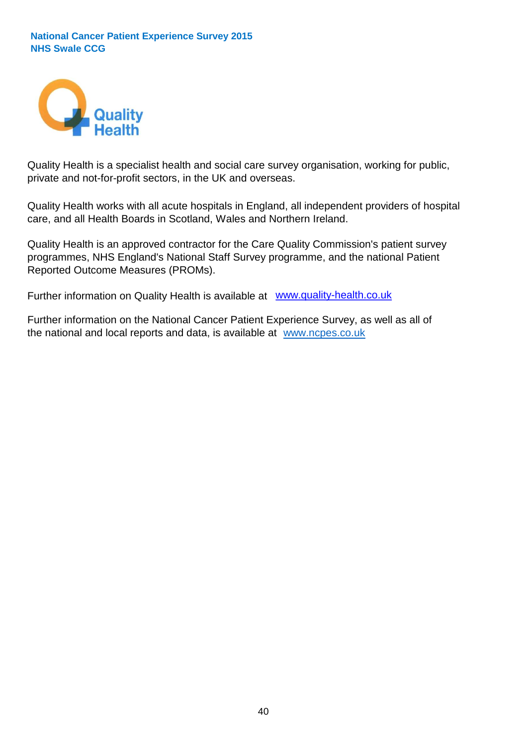**National Cancer Patient Experience Survey 2015**
**NHS Swale CCG**

Quality Health

Quality Health is a specialist health and social care survey organisation, working for public, private and not-for-profit sectors, in the UK and overseas.

Quality Health works with all acute hospitals in England, all independent providers of hospital care, and all Health Boards in Scotland, Wales and Northern Ireland.

Quality Health is an approved contractor for the Care Quality Commission's patient survey programmes, NHS England's National Staff Survey programme, and the national Patient Reported Outcome Measures (PROMs).

Further information on Quality Health is available at www.quality-health.co.uk

Further information on the National Cancer Patient Experience Survey, as well as all of the national and local reports and data, is available at www.ncpes.co.uk